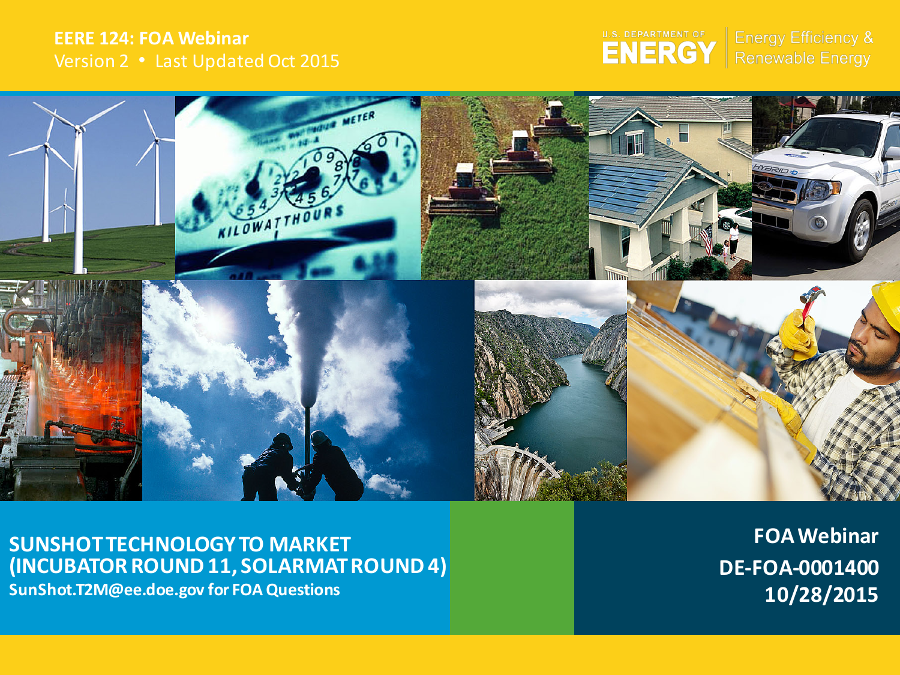EERE 124: FOA Webinar

Version 2 • Last Updated Oct 2015

U.S. DEPARTMENT OF ENERGY | Energy Efficiency & Renewable Energy

# SUNSHOT TECHNOLOGY TO MARKET (INCUBATOR ROUND 11, SOLARMAT ROUND 4)

**SunShot.T2M@ee.doe.gov for FOA Questions**

**FOA Webinar**

**DE-FOA-0001400**

**10/28/2015**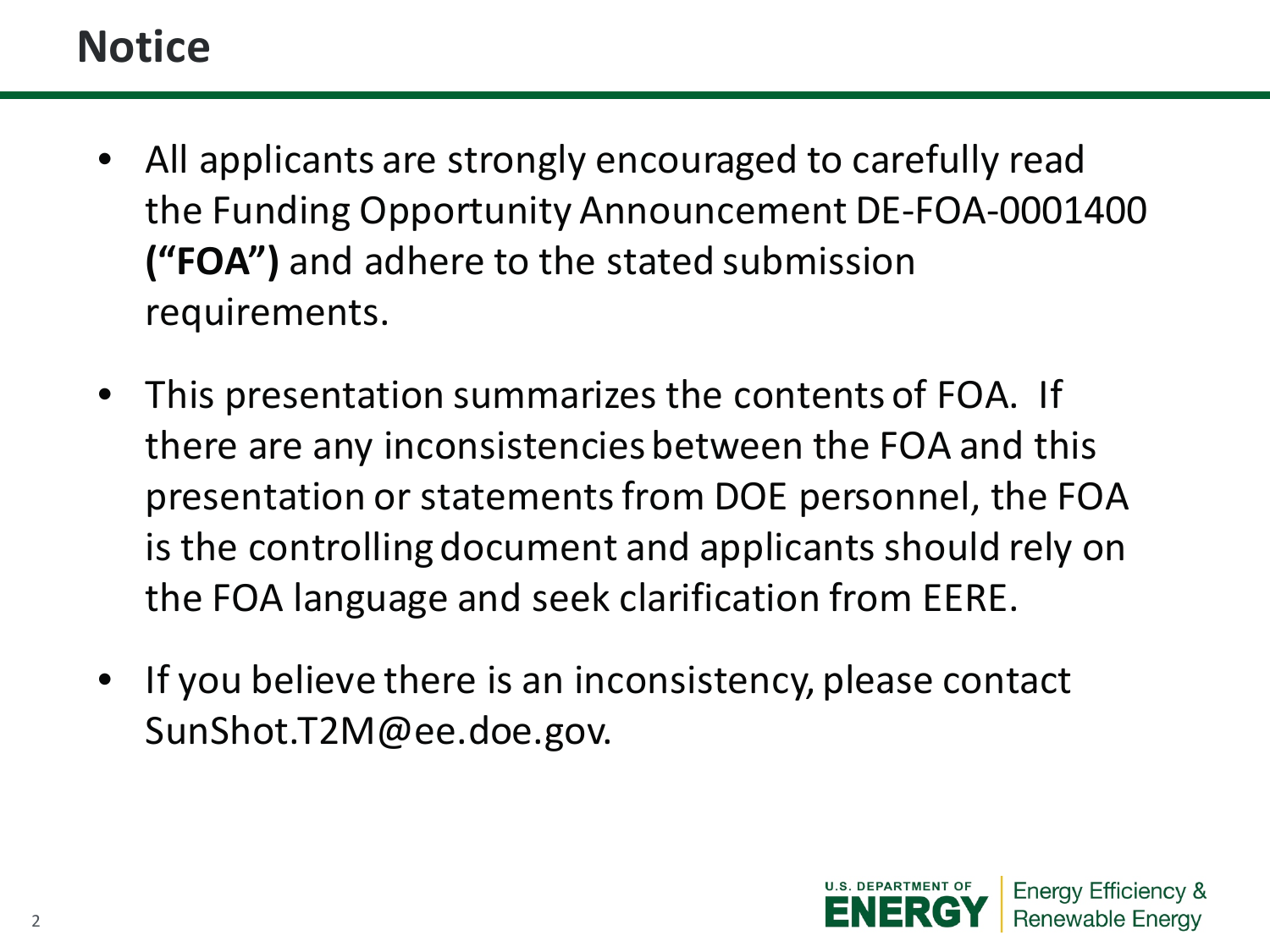# Notice

- All applicants are strongly encouraged to carefully read the Funding Opportunity Announcement DE-FOA-0001400 **("FOA")** and adhere to the stated submission requirements.
- This presentation summarizes the contents of FOA. If there are any inconsistencies between the FOA and this presentation or statements from DOE personnel, the FOA is the controlling document and applicants should rely on the FOA language and seek clarification from EERE.
- If you believe there is an inconsistency, please contact SunShot.T2M@ee.doe.gov.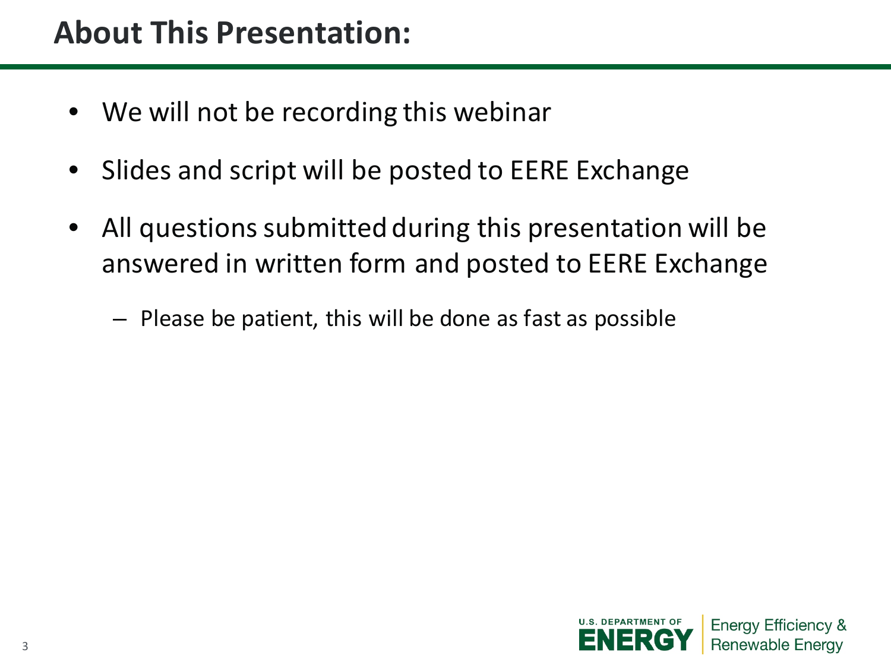# About This Presentation:

- We will not be recording this webinar
- Slides and script will be posted to EERE Exchange
- All questions submitted during this presentation will be answered in written form and posted to EERE Exchange
  - Please be patient, this will be done as fast as possible

U.S. DEPARTMENT OF ENERGY | Energy Efficiency & Renewable Energy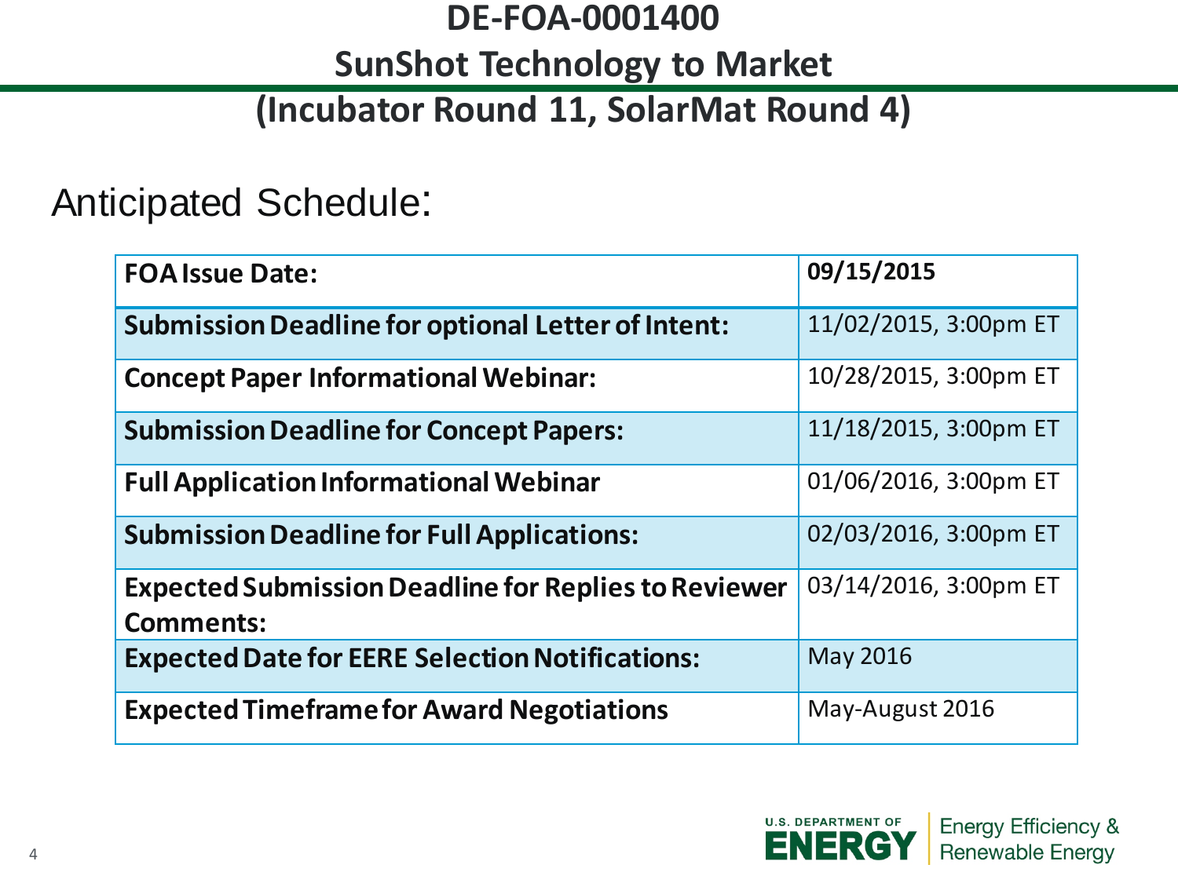# DE-FOA-0001400

## SunShot Technology to Market

## (Incubator Round 11, SolarMat Round 4)

Anticipated Schedule:

| **FOA Issue Date:** | **09/15/2015** |
|---|---|
| **Submission Deadline for optional Letter of Intent:** | 11/02/2015, 3:00pm ET |
| **Concept Paper Informational Webinar:** | 10/28/2015, 3:00pm ET |
| **Submission Deadline for Concept Papers:** | 11/18/2015, 3:00pm ET |
| **Full Application Informational Webinar** | 01/06/2016, 3:00pm ET |
| **Submission Deadline for Full Applications:** | 02/03/2016, 3:00pm ET |
| **Expected Submission Deadline for Replies to Reviewer Comments:** | 03/14/2016, 3:00pm ET |
| **Expected Date for EERE Selection Notifications:** | May 2016 |
| **Expected Timeframe for Award Negotiations** | May-August 2016 |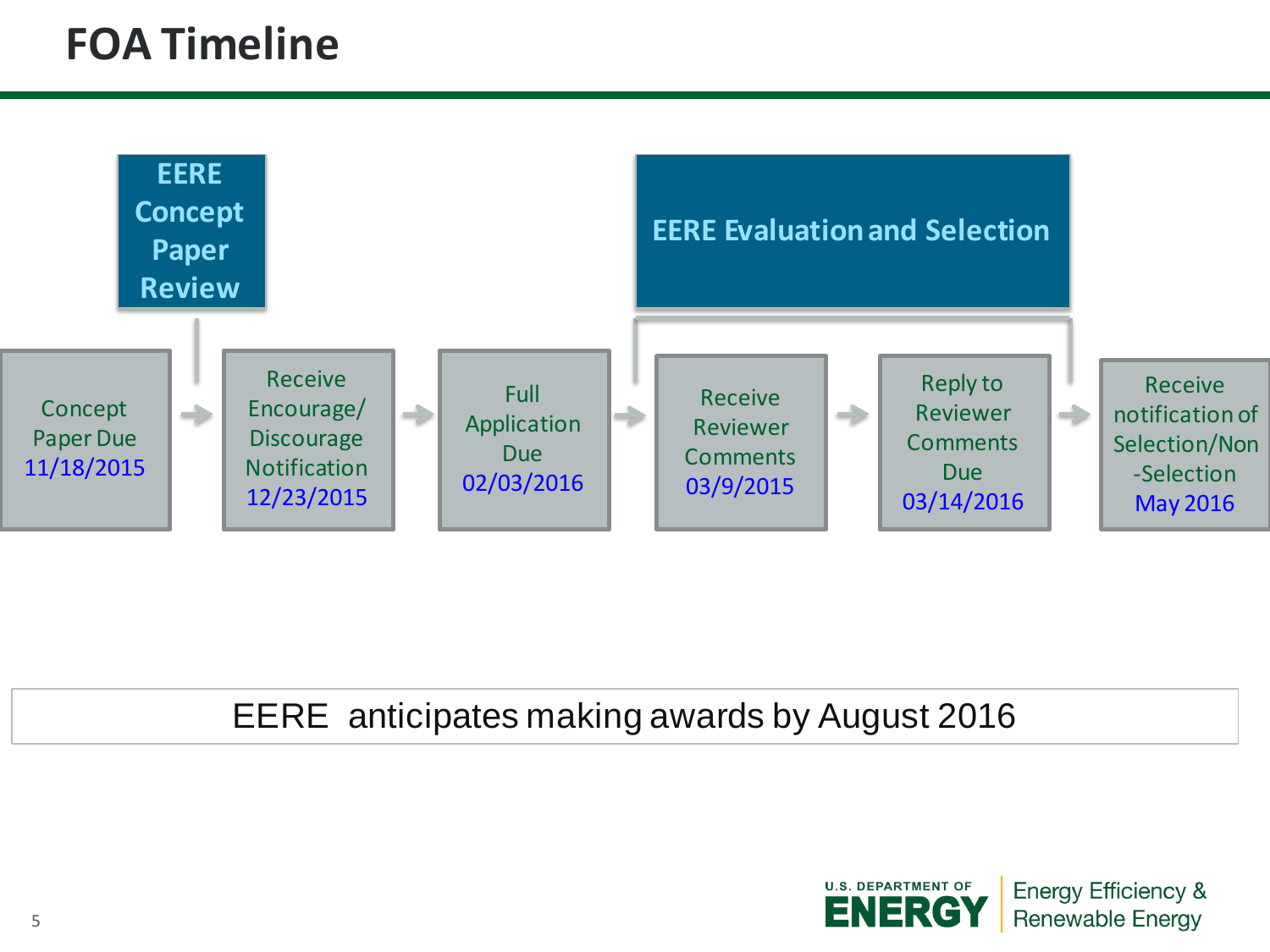# FOA Timeline

**EERE Concept Paper Review**

**EERE Evaluation and Selection**

- Concept Paper Due 11/18/2015
- Receive Encourage/ Discourage Notification 12/23/2015
- Full Application Due 02/03/2016
- Receive Reviewer Comments 03/9/2015
- Reply to Reviewer Comments Due 03/14/2016
- Receive notification of Selection/Non-Selection May 2016

EERE anticipates making awards by August 2016

U.S. DEPARTMENT OF ENERGY | Energy Efficiency & Renewable Energy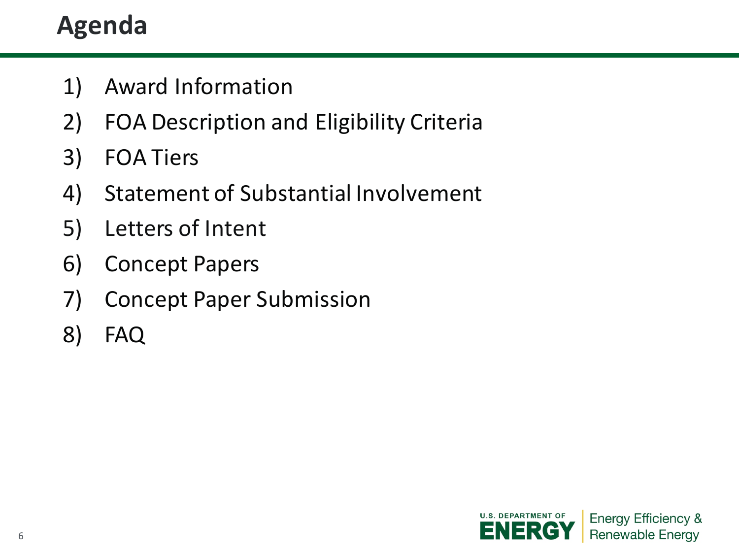# Agenda

1) Award Information
2) FOA Description and Eligibility Criteria
3) FOA Tiers
4) Statement of Substantial Involvement
5) Letters of Intent
6) Concept Papers
7) Concept Paper Submission
8) FAQ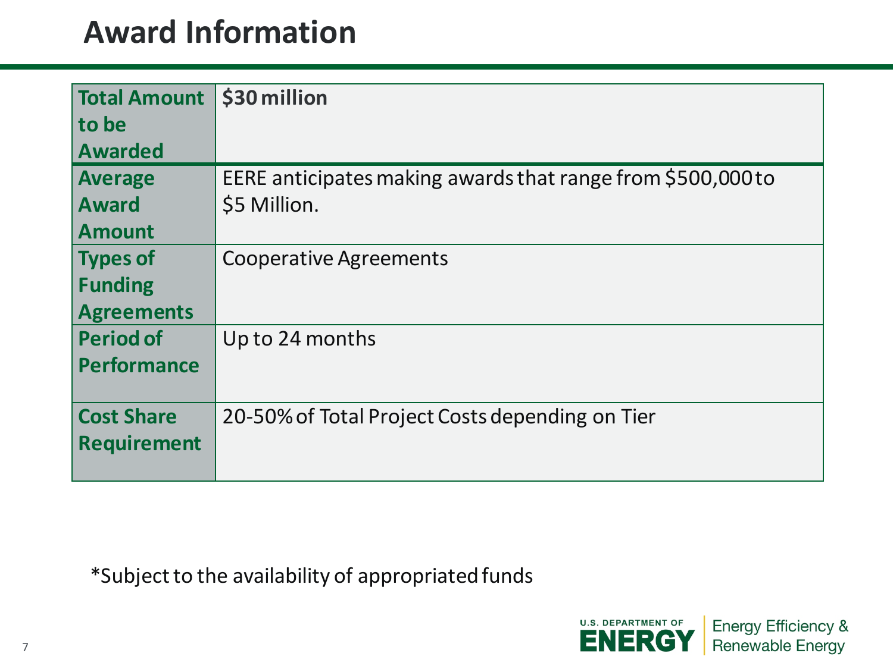# Award Information

| | |
|---|---|
| **Total Amount to be Awarded** | **$30 million** |
| **Average Award Amount** | EERE anticipates making awards that range from $500,000 to $5 Million. |
| **Types of Funding Agreements** | Cooperative Agreements |
| **Period of Performance** | Up to 24 months |
| **Cost Share Requirement** | 20-50% of Total Project Costs depending on Tier |

*Subject to the availability of appropriated funds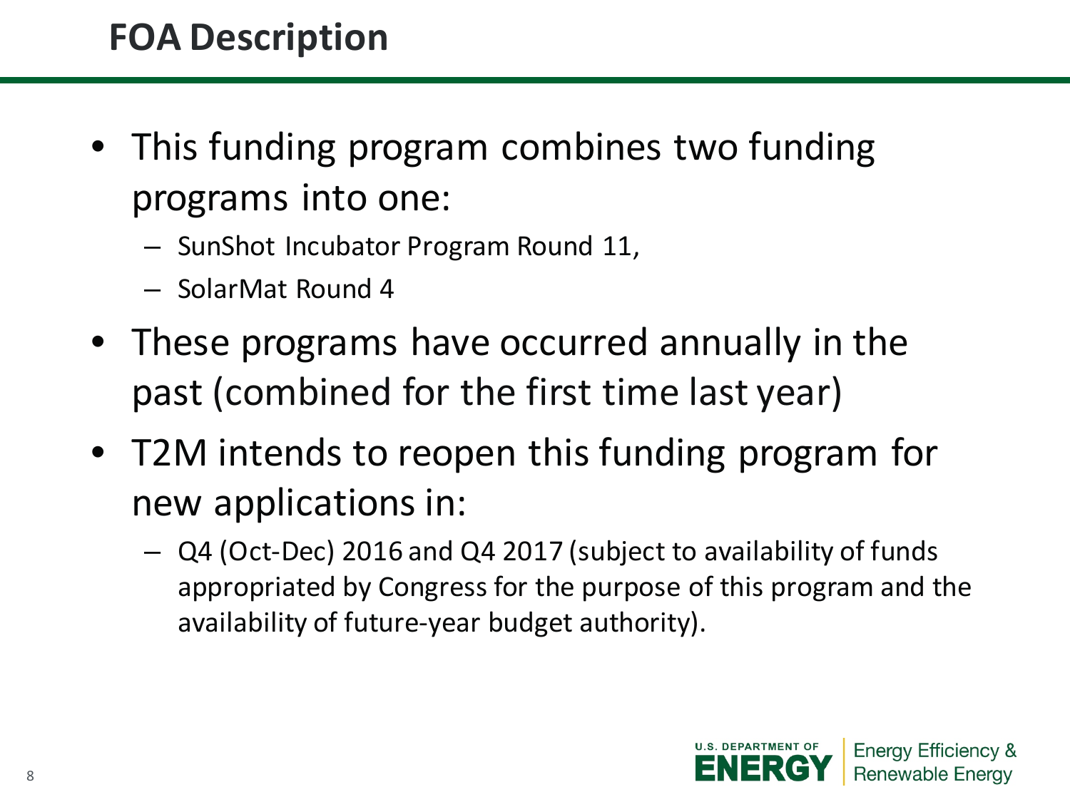# FOA Description

- This funding program combines two funding programs into one:
  - SunShot Incubator Program Round 11,
  - SolarMat Round 4
- These programs have occurred annually in the past (combined for the first time last year)
- T2M intends to reopen this funding program for new applications in:
  - Q4 (Oct-Dec) 2016 and Q4 2017 (subject to availability of funds appropriated by Congress for the purpose of this program and the availability of future-year budget authority).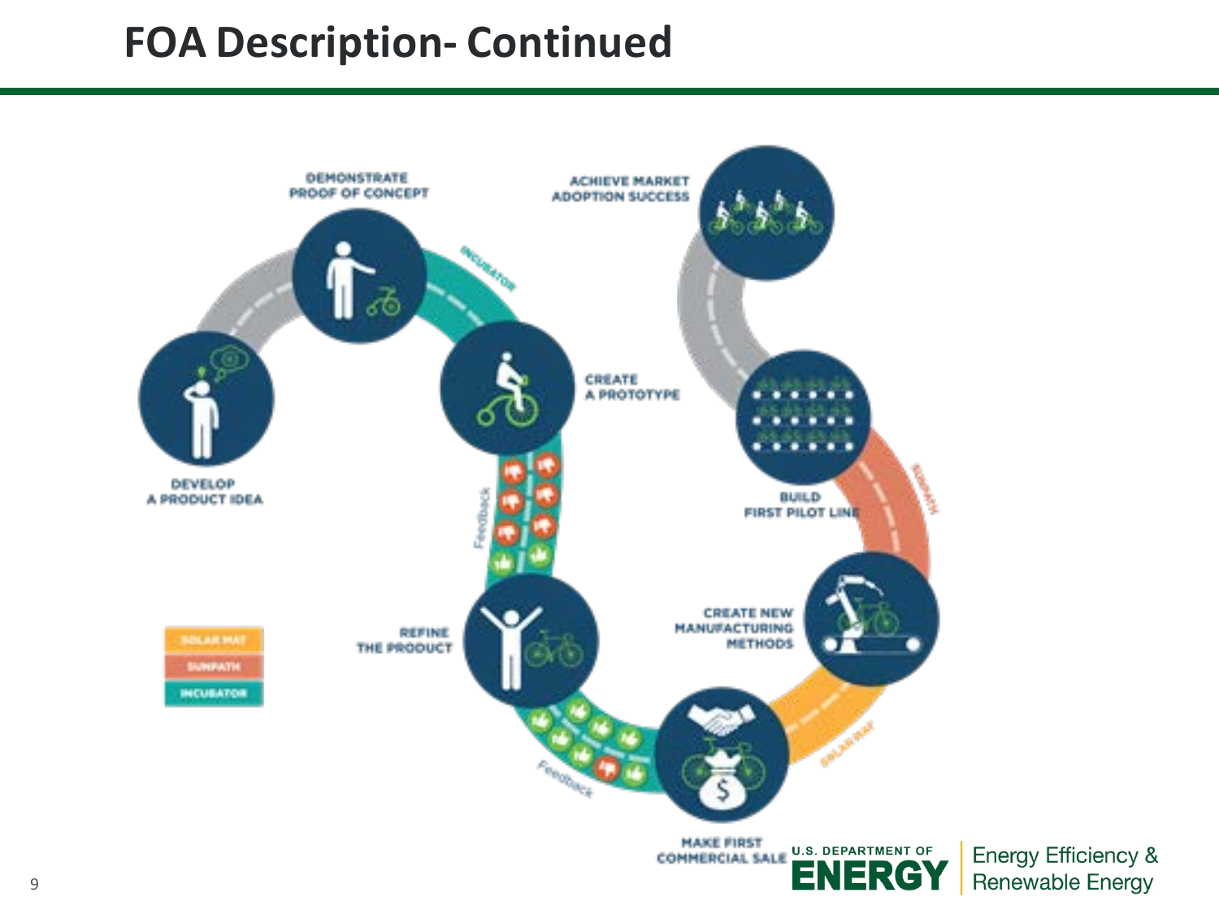# FOA Description- Continued

DEVELOP A PRODUCT IDEA

DEMONSTRATE PROOF OF CONCEPT

INCUBATOR

CREATE A PROTOTYPE

Feedback

REFINE THE PRODUCT

Feedback

MAKE FIRST COMMERCIAL SALE

SOLAR MAT

CREATE NEW MANUFACTURING METHODS

SUNPATH

BUILD FIRST PILOT LINE

ACHIEVE MARKET ADOPTION SUCCESS

- SOLAR MAT
- SUNPATH
- INCUBATOR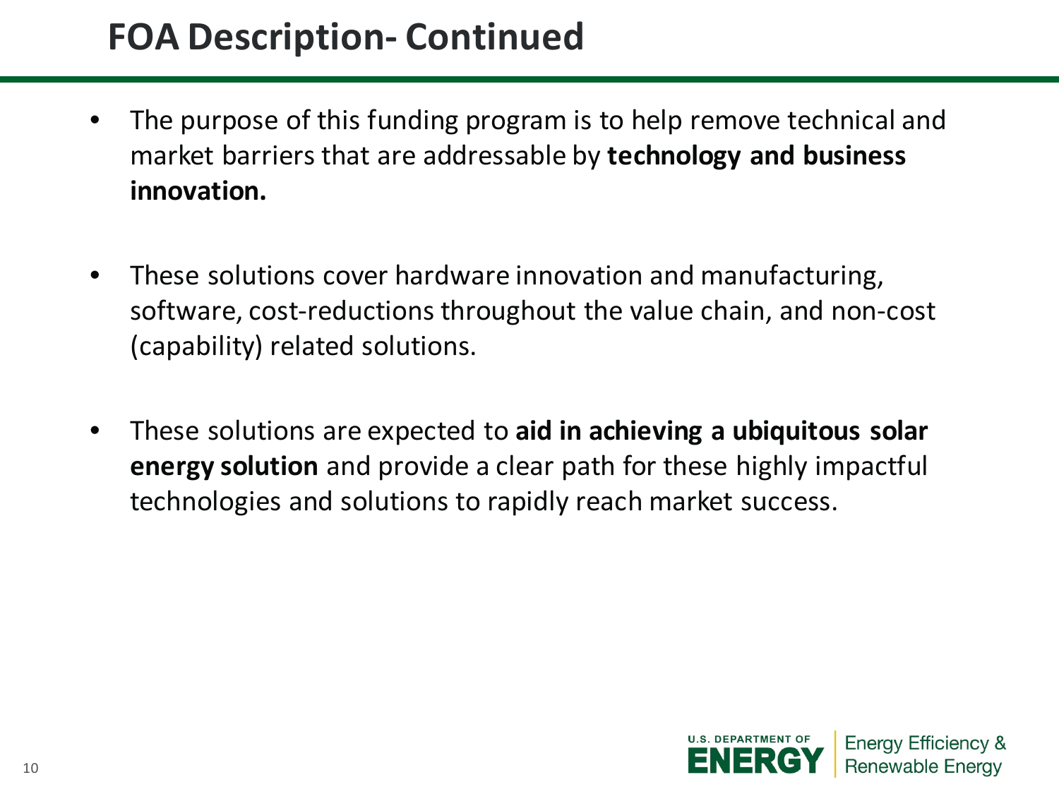# FOA Description- Continued

- The purpose of this funding program is to help remove technical and market barriers that are addressable by **technology and business innovation.**

- These solutions cover hardware innovation and manufacturing, software, cost-reductions throughout the value chain, and non-cost (capability) related solutions.

- These solutions are expected to **aid in achieving a ubiquitous solar energy solution** and provide a clear path for these highly impactful technologies and solutions to rapidly reach market success.

U.S. DEPARTMENT OF ENERGY | Energy Efficiency & Renewable Energy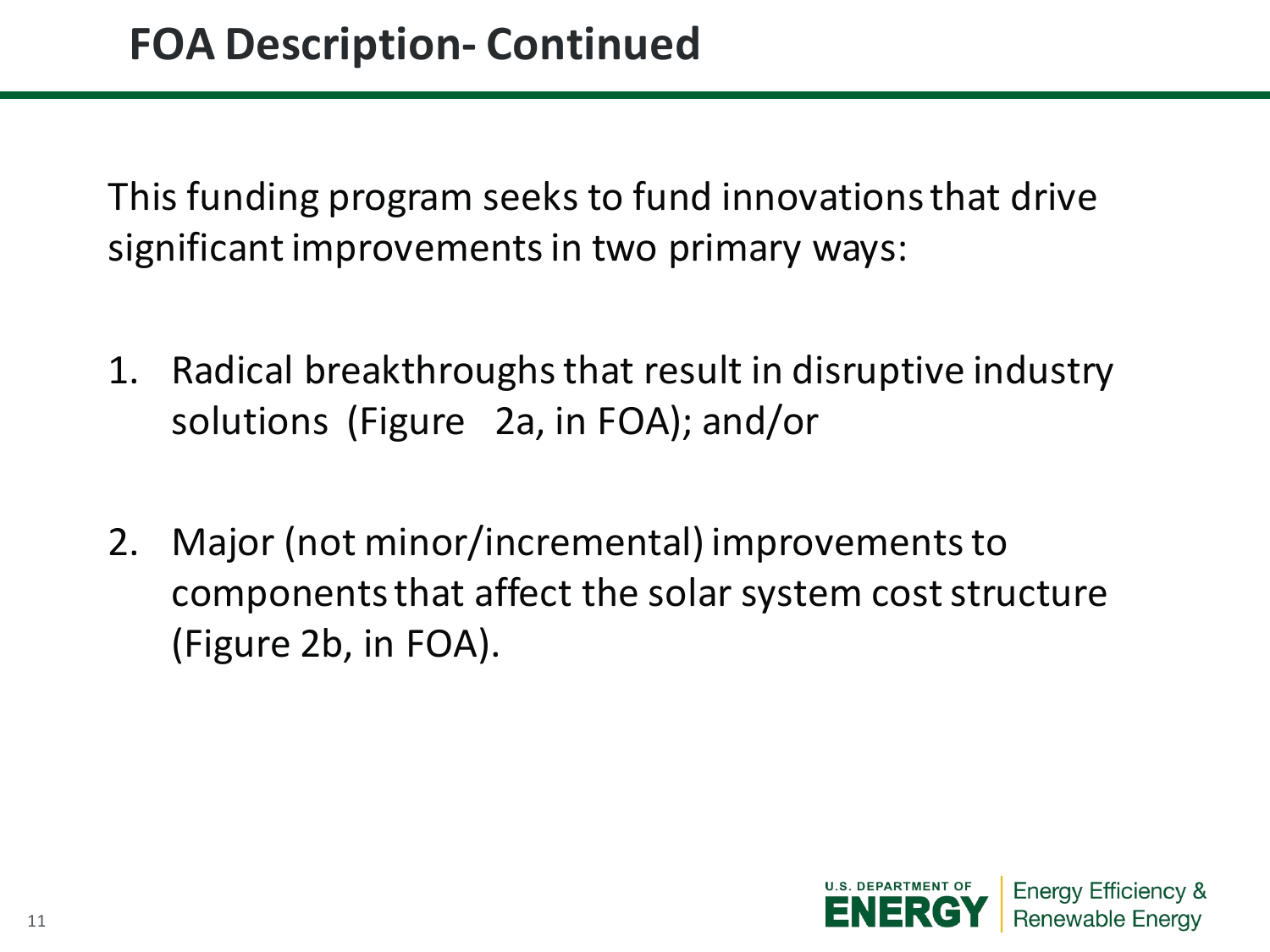# FOA Description- Continued

This funding program seeks to fund innovations that drive significant improvements in two primary ways:

1. Radical breakthroughs that result in disruptive industry solutions (Figure 2a, in FOA); and/or
2. Major (not minor/incremental) improvements to components that affect the solar system cost structure (Figure 2b, in FOA).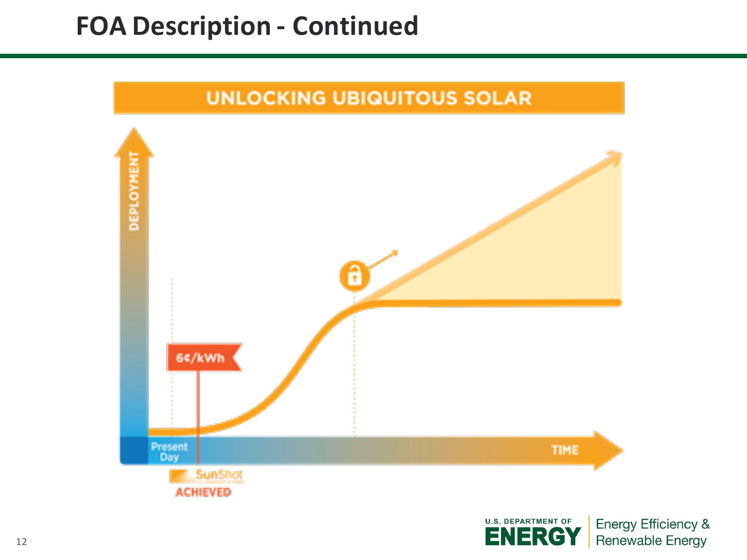# FOA Description - Continued

UNLOCKING UBIQUITOUS SOLAR

DEPLOYMENT

6¢/kWh

Present Day

SunShot ACHIEVED

TIME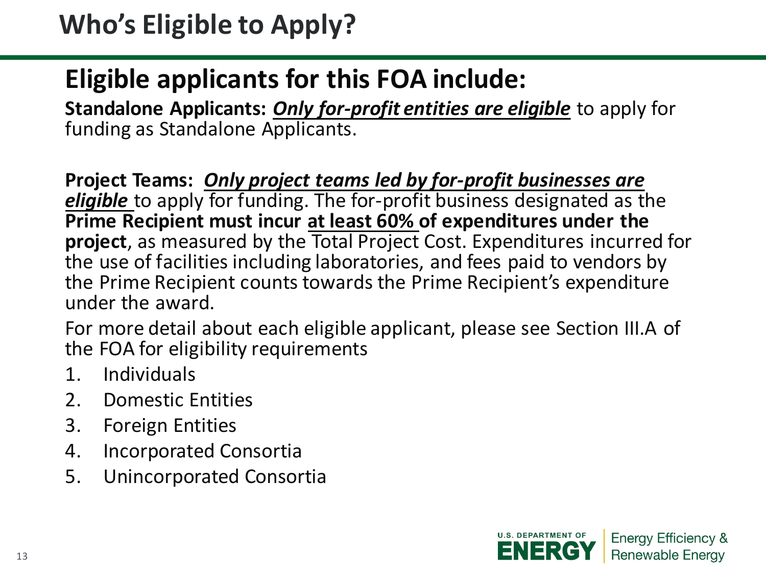# Who's Eligible to Apply?

## Eligible applicants for this FOA include:

**Standalone Applicants:** ***Only for-profit entities are eligible*** to apply for funding as Standalone Applicants.

**Project Teams:** ***Only project teams led by for-profit businesses are eligible*** to apply for funding. The for-profit business designated as the **Prime Recipient must incur at least 60% of expenditures under the project**, as measured by the Total Project Cost. Expenditures incurred for the use of facilities including laboratories, and fees paid to vendors by the Prime Recipient counts towards the Prime Recipient's expenditure under the award.

For more detail about each eligible applicant, please see Section III.A of the FOA for eligibility requirements

1. Individuals
2. Domestic Entities
3. Foreign Entities
4. Incorporated Consortia
5. Unincorporated Consortia

U.S. DEPARTMENT OF ENERGY | Energy Efficiency & Renewable Energy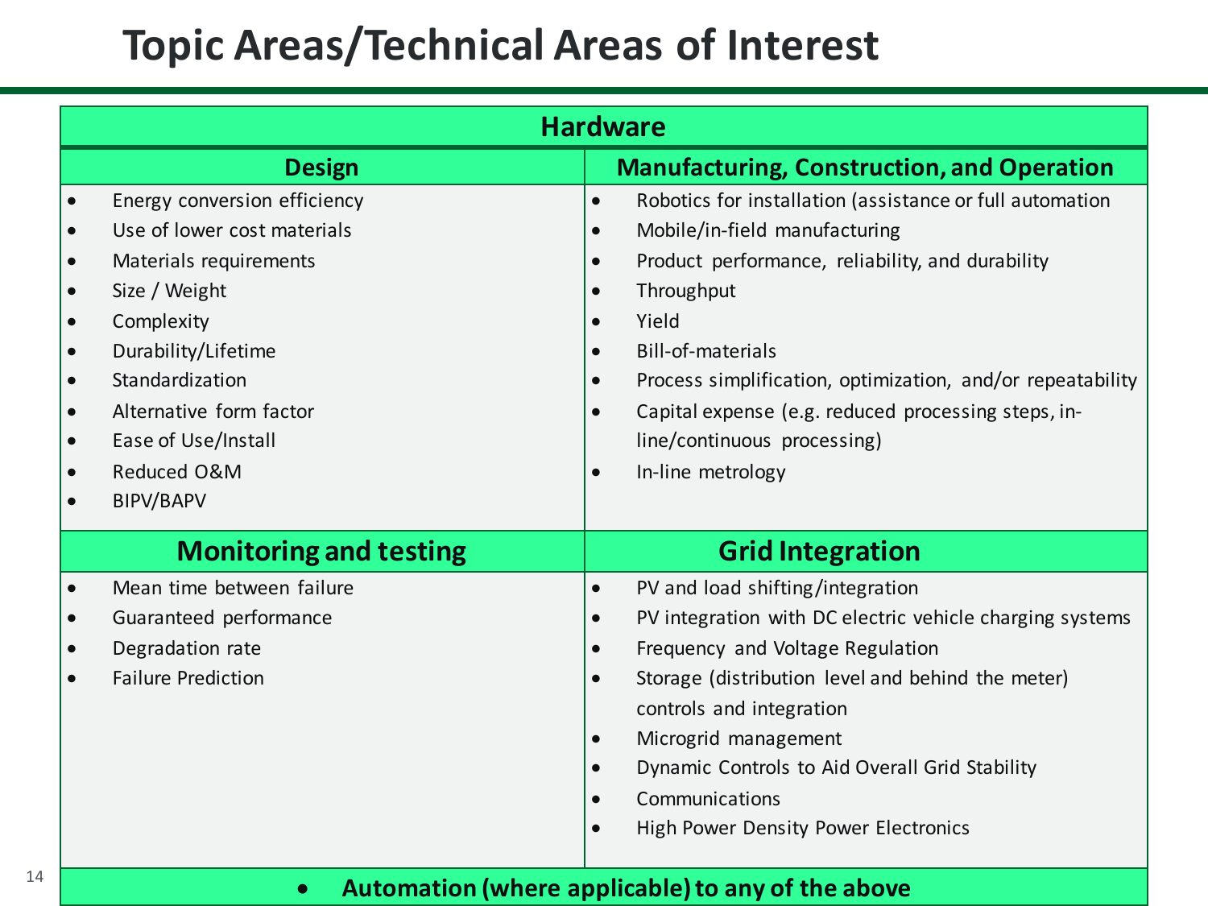# Topic Areas/Technical Areas of Interest

## Hardware

### Design

- Energy conversion efficiency
- Use of lower cost materials
- Materials requirements
- Size / Weight
- Complexity
- Durability/Lifetime
- Standardization
- Alternative form factor
- Ease of Use/Install
- Reduced O&M
- BIPV/BAPV

### Manufacturing, Construction, and Operation

- Robotics for installation (assistance or full automation
- Mobile/in-field manufacturing
- Product performance, reliability, and durability
- Throughput
- Yield
- Bill-of-materials
- Process simplification, optimization, and/or repeatability
- Capital expense (e.g. reduced processing steps, in-line/continuous processing)
- In-line metrology

### Monitoring and testing

- Mean time between failure
- Guaranteed performance
- Degradation rate
- Failure Prediction

### Grid Integration

- PV and load shifting/integration
- PV integration with DC electric vehicle charging systems
- Frequency and Voltage Regulation
- Storage (distribution level and behind the meter) controls and integration
- Microgrid management
- Dynamic Controls to Aid Overall Grid Stability
- Communications
- High Power Density Power Electronics

- **Automation (where applicable) to any of the above**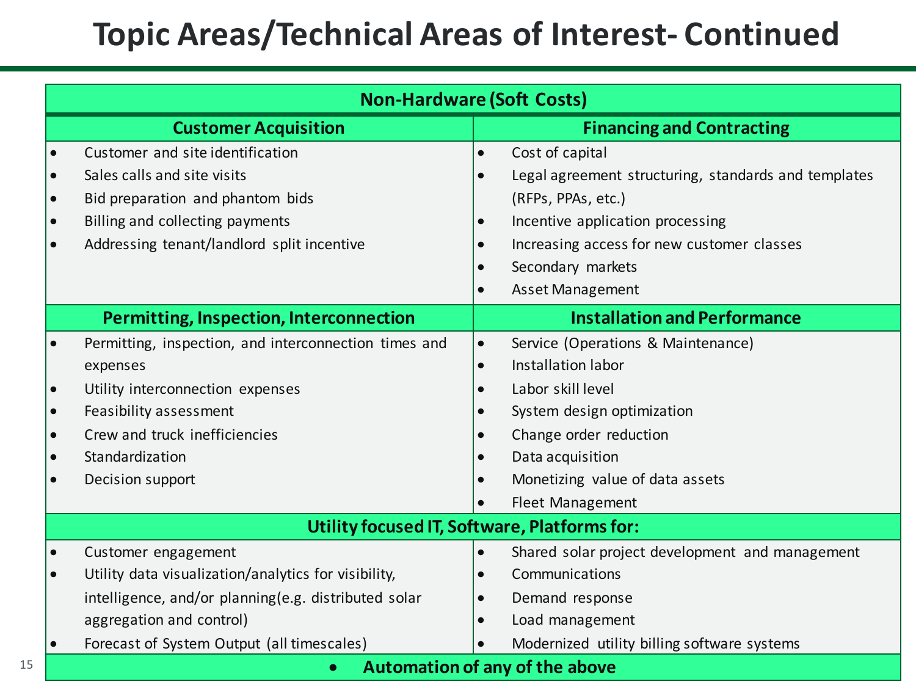# Topic Areas/Technical Areas of Interest- Continued

| Non-Hardware (Soft Costs) | |
|---|---|
| **Customer Acquisition** | **Financing and Contracting** |
| • Customer and site identification<br>• Sales calls and site visits<br>• Bid preparation and phantom bids<br>• Billing and collecting payments<br>• Addressing tenant/landlord split incentive | • Cost of capital<br>• Legal agreement structuring, standards and templates (RFPs, PPAs, etc.)<br>• Incentive application processing<br>• Increasing access for new customer classes<br>• Secondary markets<br>• Asset Management |
| **Permitting, Inspection, Interconnection** | **Installation and Performance** |
| • Permitting, inspection, and interconnection times and expenses<br>• Utility interconnection expenses<br>• Feasibility assessment<br>• Crew and truck inefficiencies<br>• Standardization<br>• Decision support | • Service (Operations & Maintenance)<br>• Installation labor<br>• Labor skill level<br>• System design optimization<br>• Change order reduction<br>• Data acquisition<br>• Monetizing value of data assets<br>• Fleet Management |
| **Utility focused IT, Software, Platforms for:** | |
| • Customer engagement<br>• Utility data visualization/analytics for visibility, intelligence, and/or planning(e.g. distributed solar aggregation and control)<br>• Forecast of System Output (all timescales) | • Shared solar project development and management<br>• Communications<br>• Demand response<br>• Load management<br>• Modernized utility billing software systems |
| • **Automation of any of the above** | |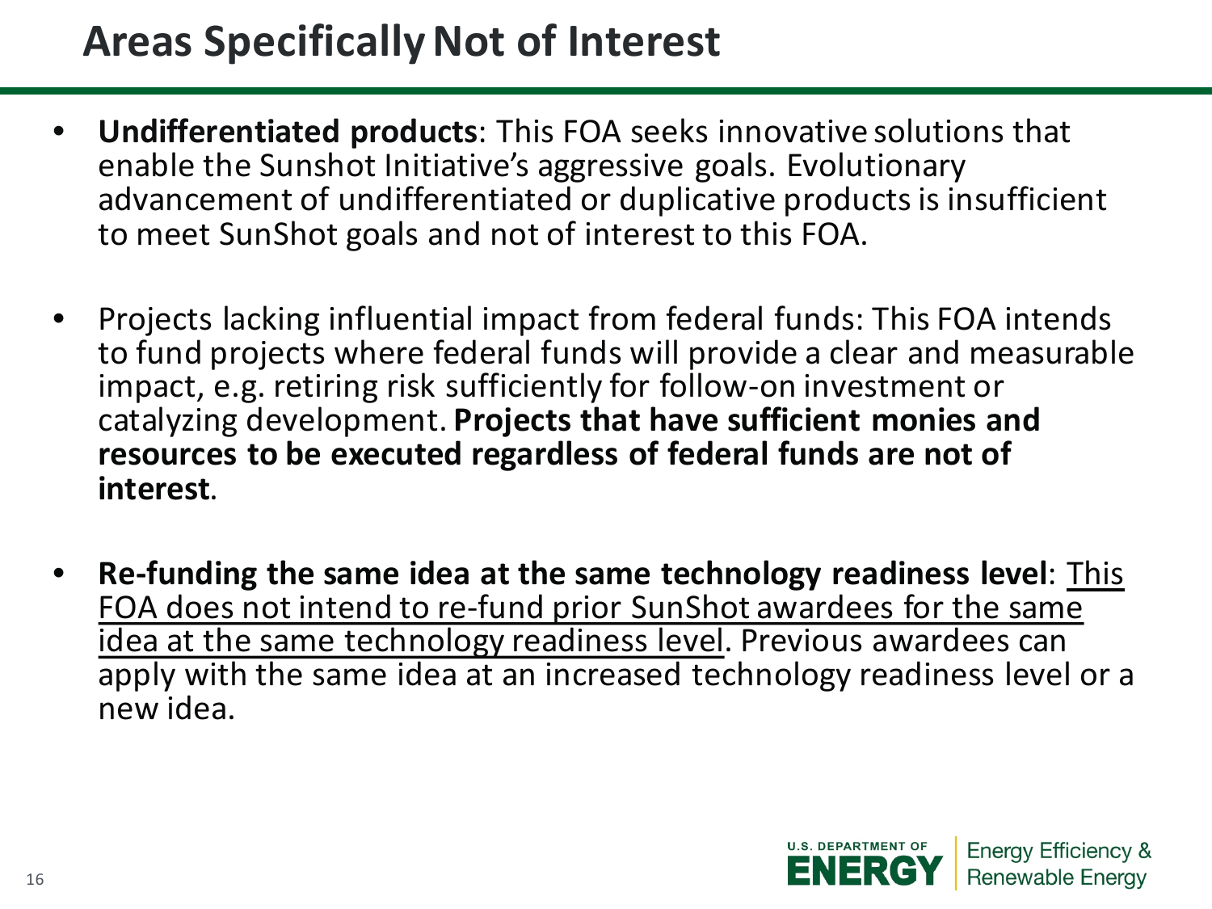# Areas Specifically Not of Interest

- **Undifferentiated products**: This FOA seeks innovative solutions that enable the Sunshot Initiative's aggressive goals. Evolutionary advancement of undifferentiated or duplicative products is insufficient to meet SunShot goals and not of interest to this FOA.

- Projects lacking influential impact from federal funds: This FOA intends to fund projects where federal funds will provide a clear and measurable impact, e.g. retiring risk sufficiently for follow-on investment or catalyzing development. **Projects that have sufficient monies and resources to be executed regardless of federal funds are not of interest**.

- **Re-funding the same idea at the same technology readiness level**: <u>This FOA does not intend to re-fund prior SunShot awardees for the same idea at the same technology readiness level</u>. Previous awardees can apply with the same idea at an increased technology readiness level or a new idea.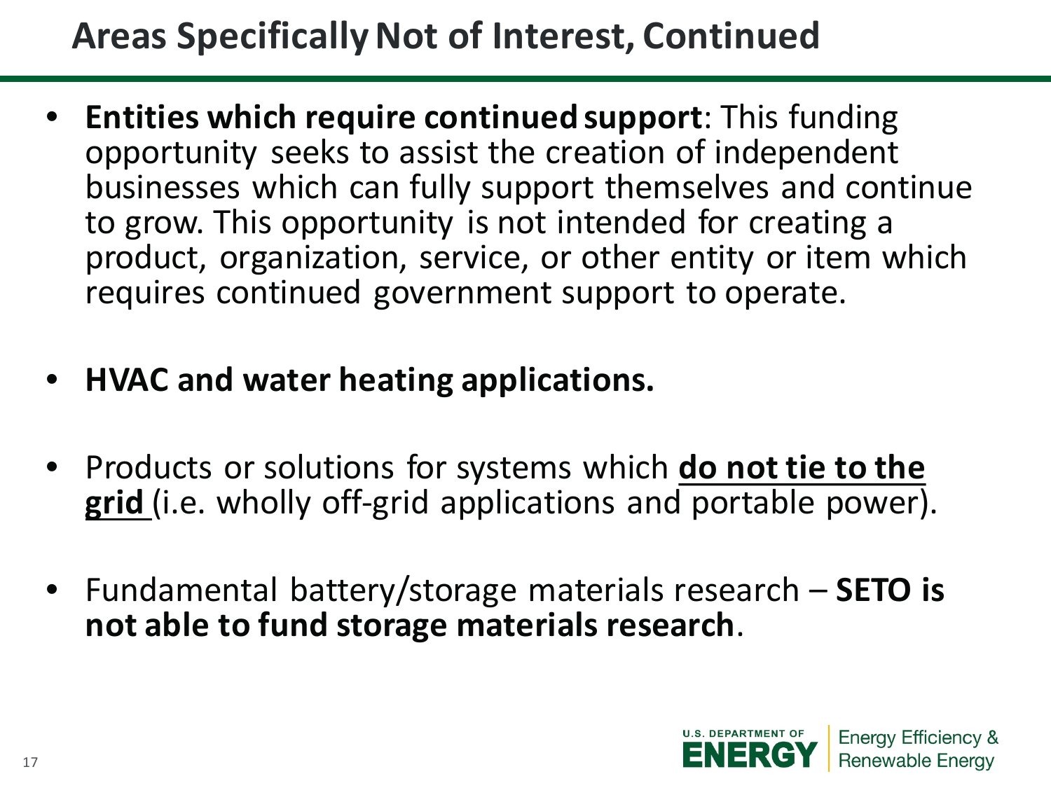# Areas Specifically Not of Interest, Continued

- **Entities which require continued support**: This funding opportunity seeks to assist the creation of independent businesses which can fully support themselves and continue to grow. This opportunity is not intended for creating a product, organization, service, or other entity or item which requires continued government support to operate.

- **HVAC and water heating applications.**

- Products or solutions for systems which **do not tie to the grid** (i.e. wholly off-grid applications and portable power).

- Fundamental battery/storage materials research – **SETO is not able to fund storage materials research**.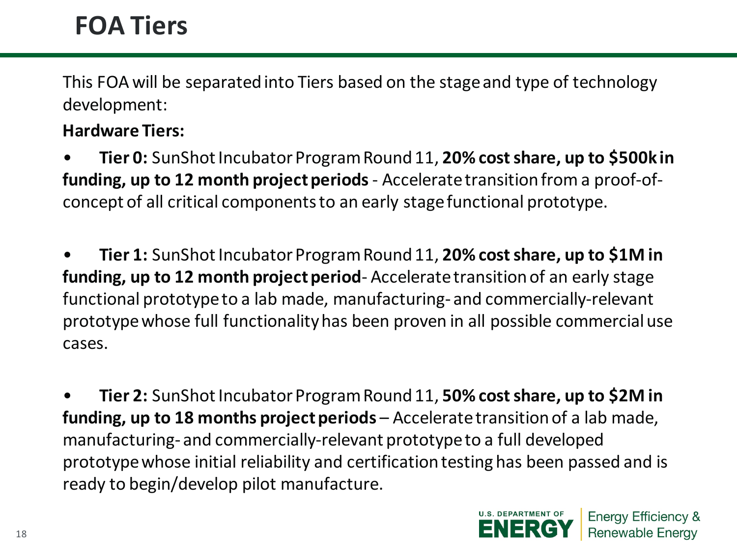# FOA Tiers

This FOA will be separated into Tiers based on the stage and type of technology development:

**Hardware Tiers:**

- **Tier 0:** SunShot Incubator Program Round 11, **20% cost share, up to $500k in funding, up to 12 month project periods** - Accelerate transition from a proof-of-concept of all critical components to an early stage functional prototype.

- **Tier 1:** SunShot Incubator Program Round 11, **20% cost share, up to $1M in funding, up to 12 month project period**- Accelerate transition of an early stage functional prototype to a lab made, manufacturing- and commercially-relevant prototype whose full functionality has been proven in all possible commercial use cases.

- **Tier 2:** SunShot Incubator Program Round 11, **50% cost share, up to $2M in funding, up to 18 months project periods** – Accelerate transition of a lab made, manufacturing- and commercially-relevant prototype to a full developed prototype whose initial reliability and certification testing has been passed and is ready to begin/develop pilot manufacture.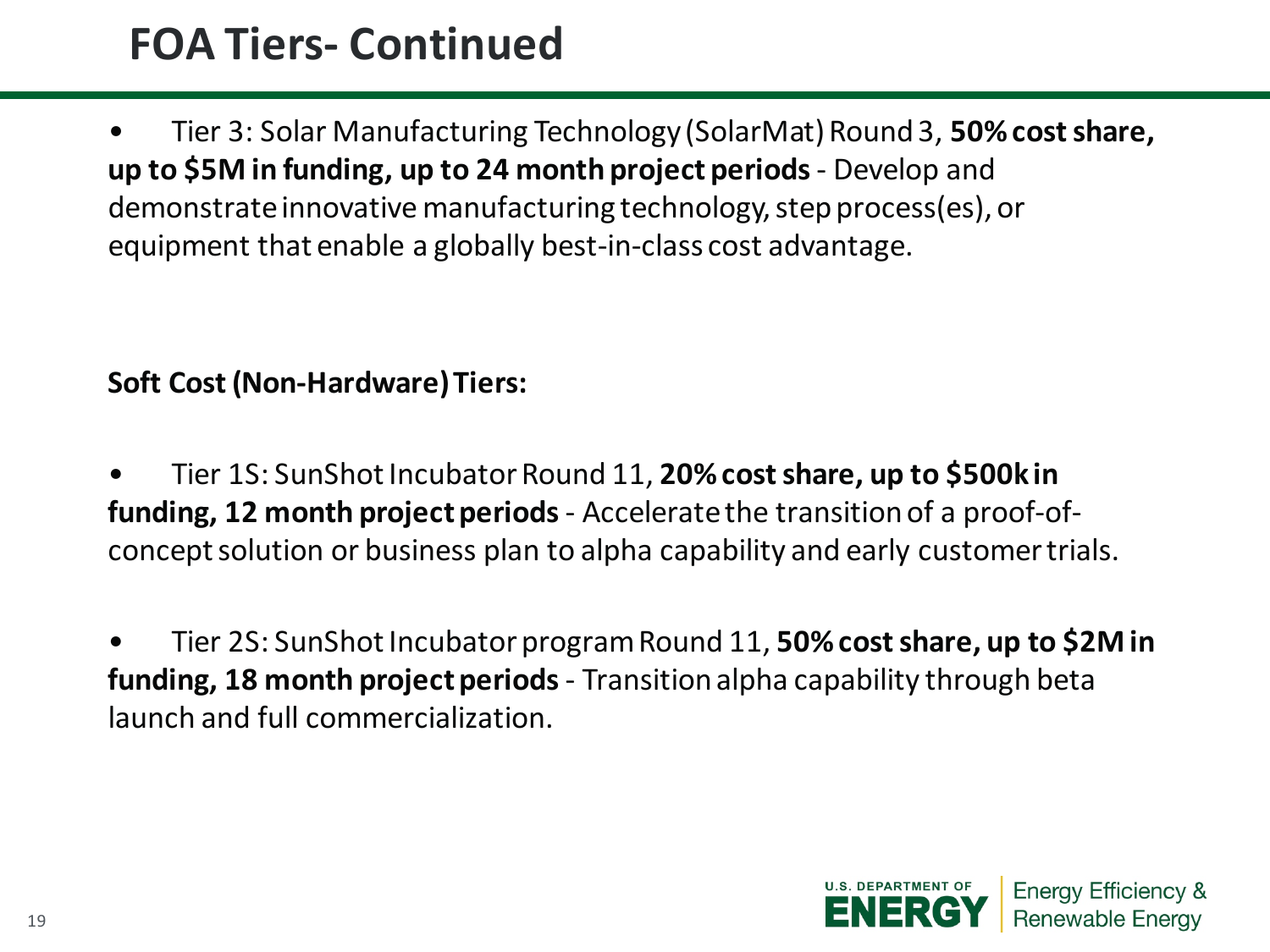# FOA Tiers- Continued

- Tier 3: Solar Manufacturing Technology (SolarMat) Round 3, **50% cost share, up to $5M in funding, up to 24 month project periods** - Develop and demonstrate innovative manufacturing technology, step process(es), or equipment that enable a globally best-in-class cost advantage.

**Soft Cost (Non-Hardware) Tiers:**

- Tier 1S: SunShot Incubator Round 11, **20% cost share, up to $500k in funding, 12 month project periods** - Accelerate the transition of a proof-of-concept solution or business plan to alpha capability and early customer trials.

- Tier 2S: SunShot Incubator program Round 11, **50% cost share, up to $2M in funding, 18 month project periods** - Transition alpha capability through beta launch and full commercialization.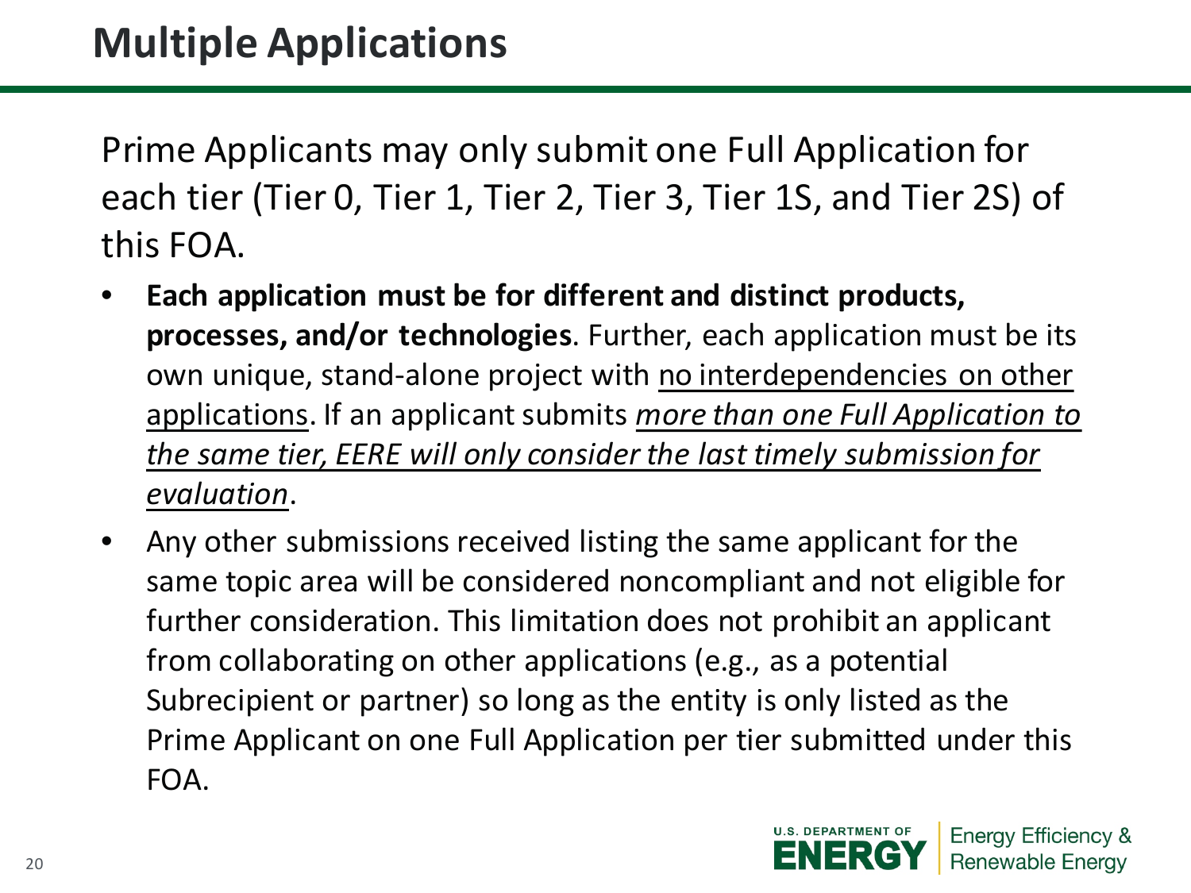# Multiple Applications

Prime Applicants may only submit one Full Application for each tier (Tier 0, Tier 1, Tier 2, Tier 3, Tier 1S, and Tier 2S) of this FOA.

- **Each application must be for different and distinct products, processes, and/or technologies**. Further, each application must be its own unique, stand-alone project with no interdependencies on other applications. If an applicant submits *more than one Full Application to the same tier, EERE will only consider the last timely submission for evaluation*.
- Any other submissions received listing the same applicant for the same topic area will be considered noncompliant and not eligible for further consideration. This limitation does not prohibit an applicant from collaborating on other applications (e.g., as a potential Subrecipient or partner) so long as the entity is only listed as the Prime Applicant on one Full Application per tier submitted under this FOA.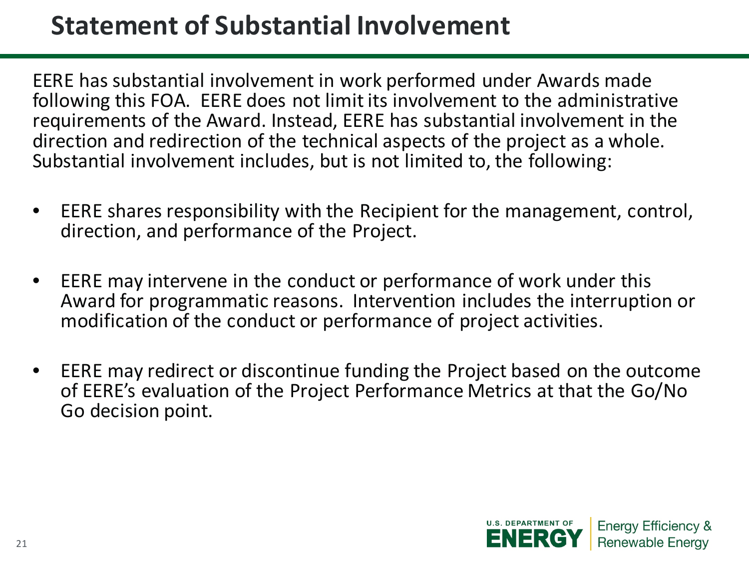# Statement of Substantial Involvement

EERE has substantial involvement in work performed under Awards made following this FOA. EERE does not limit its involvement to the administrative requirements of the Award. Instead, EERE has substantial involvement in the direction and redirection of the technical aspects of the project as a whole. Substantial involvement includes, but is not limited to, the following:

- EERE shares responsibility with the Recipient for the management, control, direction, and performance of the Project.
- EERE may intervene in the conduct or performance of work under this Award for programmatic reasons. Intervention includes the interruption or modification of the conduct or performance of project activities.
- EERE may redirect or discontinue funding the Project based on the outcome of EERE's evaluation of the Project Performance Metrics at that the Go/No Go decision point.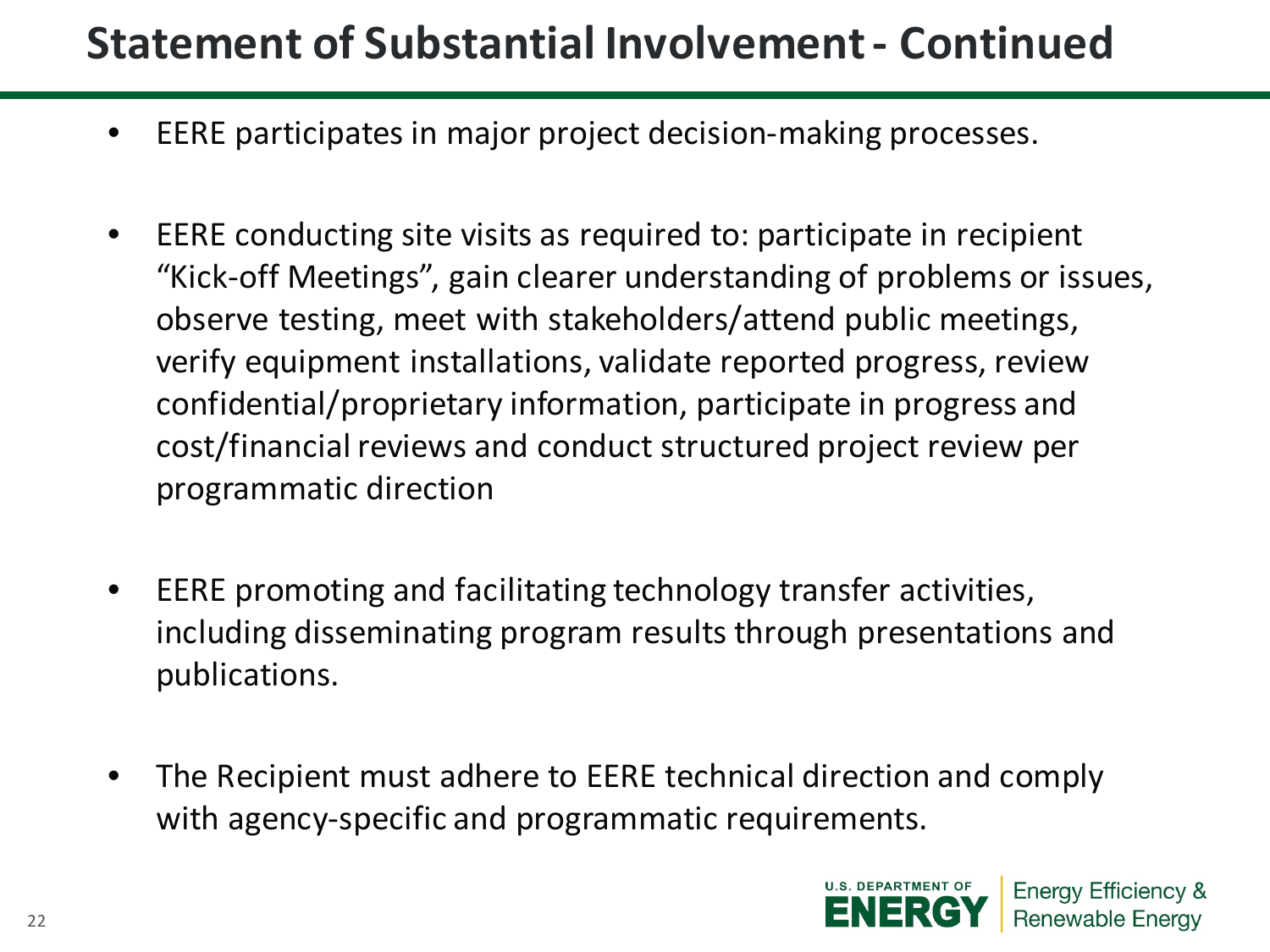# Statement of Substantial Involvement - Continued

- EERE participates in major project decision-making processes.

- EERE conducting site visits as required to: participate in recipient "Kick-off Meetings", gain clearer understanding of problems or issues, observe testing, meet with stakeholders/attend public meetings, verify equipment installations, validate reported progress, review confidential/proprietary information, participate in progress and cost/financial reviews and conduct structured project review per programmatic direction

- EERE promoting and facilitating technology transfer activities, including disseminating program results through presentations and publications.

- The Recipient must adhere to EERE technical direction and comply with agency-specific and programmatic requirements.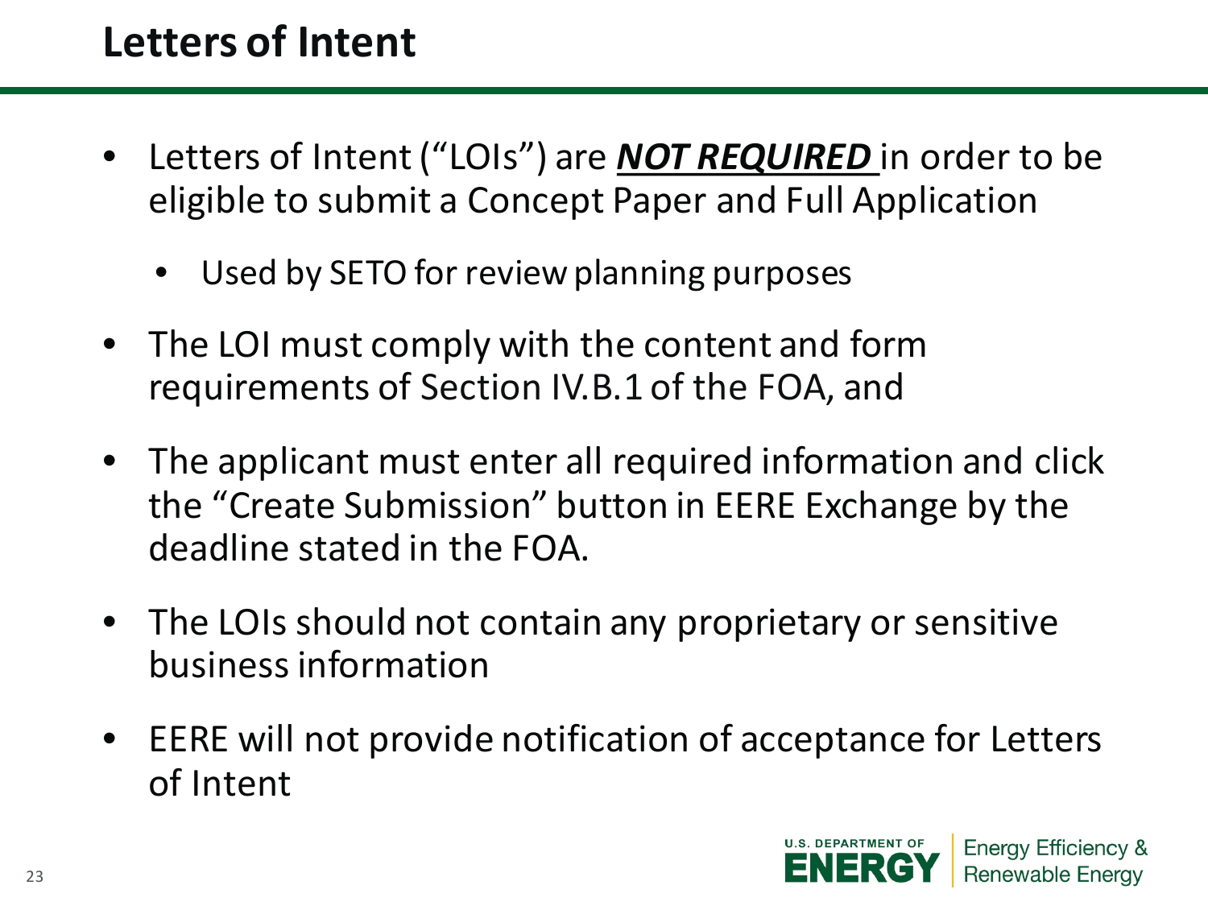# Letters of Intent

- Letters of Intent (“LOIs”) are ***NOT REQUIRED*** in order to be eligible to submit a Concept Paper and Full Application
    - Used by SETO for review planning purposes
- The LOI must comply with the content and form requirements of Section IV.B.1 of the FOA, and
- The applicant must enter all required information and click the “Create Submission” button in EERE Exchange by the deadline stated in the FOA.
- The LOIs should not contain any proprietary or sensitive business information
- EERE will not provide notification of acceptance for Letters of Intent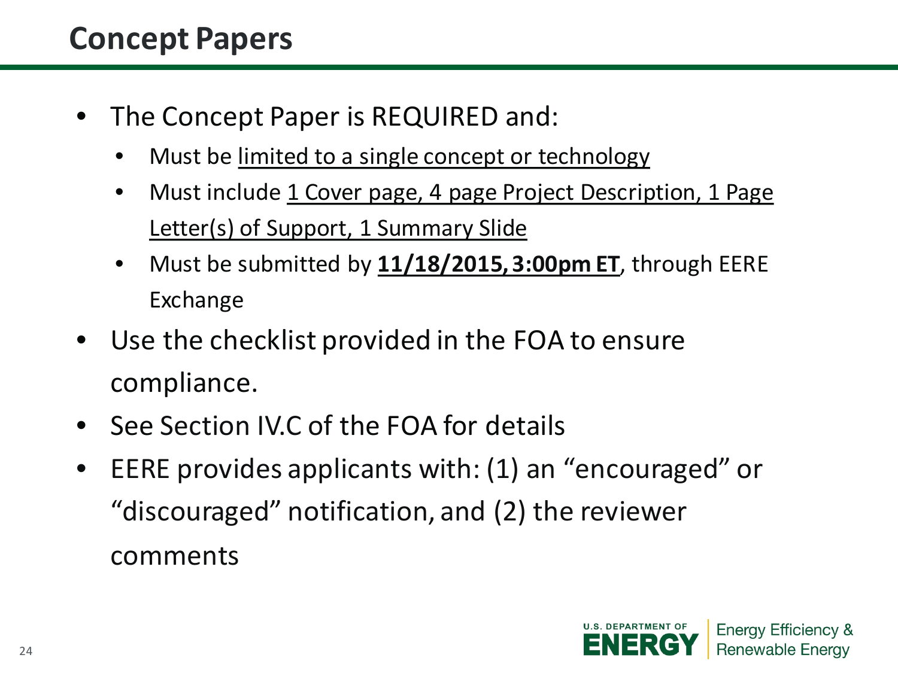# Concept Papers

- The Concept Paper is REQUIRED and:
  - Must be limited to a single concept or technology
  - Must include 1 Cover page, 4 page Project Description, 1 Page Letter(s) of Support, 1 Summary Slide
  - Must be submitted by **11/18/2015, 3:00pm ET**, through EERE Exchange
- Use the checklist provided in the FOA to ensure compliance.
- See Section IV.C of the FOA for details
- EERE provides applicants with: (1) an "encouraged" or "discouraged" notification, and (2) the reviewer comments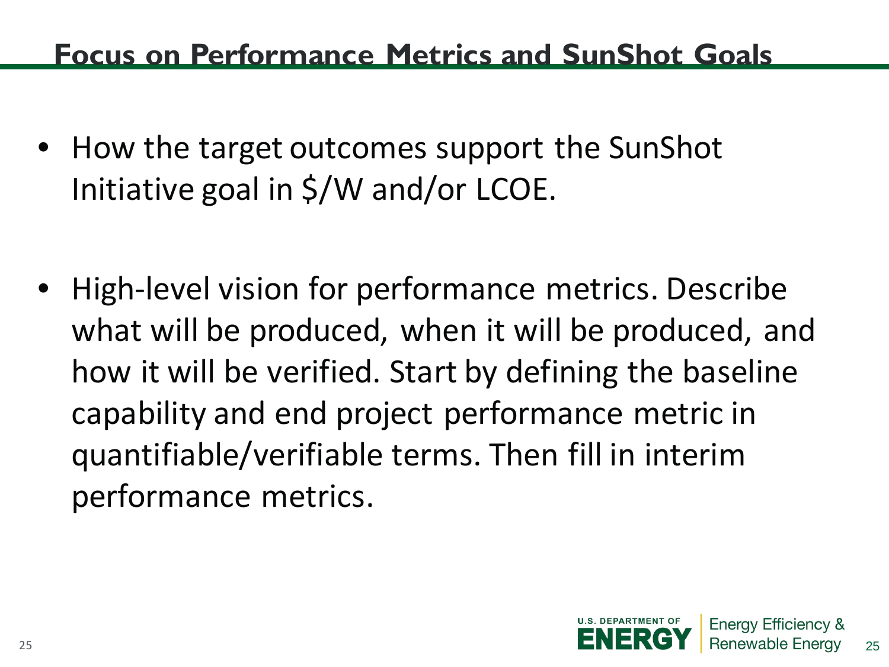## Focus on Performance Metrics and SunShot Goals

- How the target outcomes support the SunShot Initiative goal in $/W and/or LCOE.

- High-level vision for performance metrics. Describe what will be produced, when it will be produced, and how it will be verified. Start by defining the baseline capability and end project performance metric in quantifiable/verifiable terms. Then fill in interim performance metrics.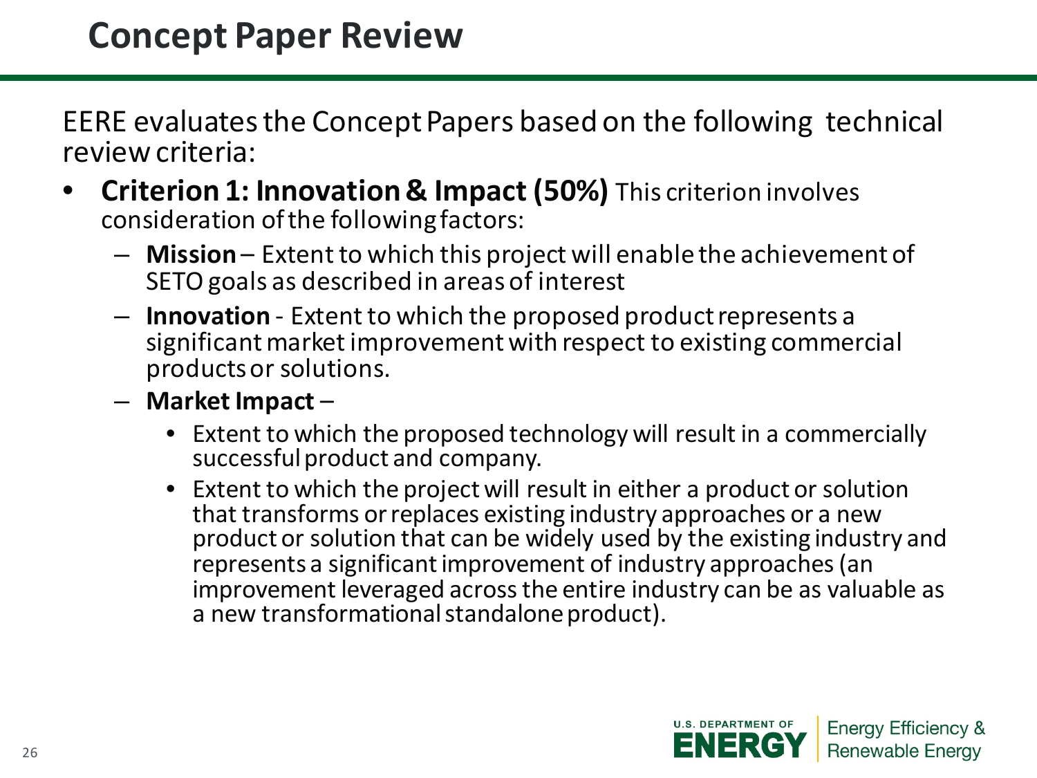# Concept Paper Review

EERE evaluates the Concept Papers based on the following technical review criteria:

- **Criterion 1: Innovation & Impact (50%)** This criterion involves consideration of the following factors:
  - **Mission** – Extent to which this project will enable the achievement of SETO goals as described in areas of interest
  - **Innovation** - Extent to which the proposed product represents a significant market improvement with respect to existing commercial products or solutions.
  - **Market Impact** –
    - Extent to which the proposed technology will result in a commercially successful product and company.
    - Extent to which the project will result in either a product or solution that transforms or replaces existing industry approaches or a new product or solution that can be widely used by the existing industry and represents a significant improvement of industry approaches (an improvement leveraged across the entire industry can be as valuable as a new transformational standalone product).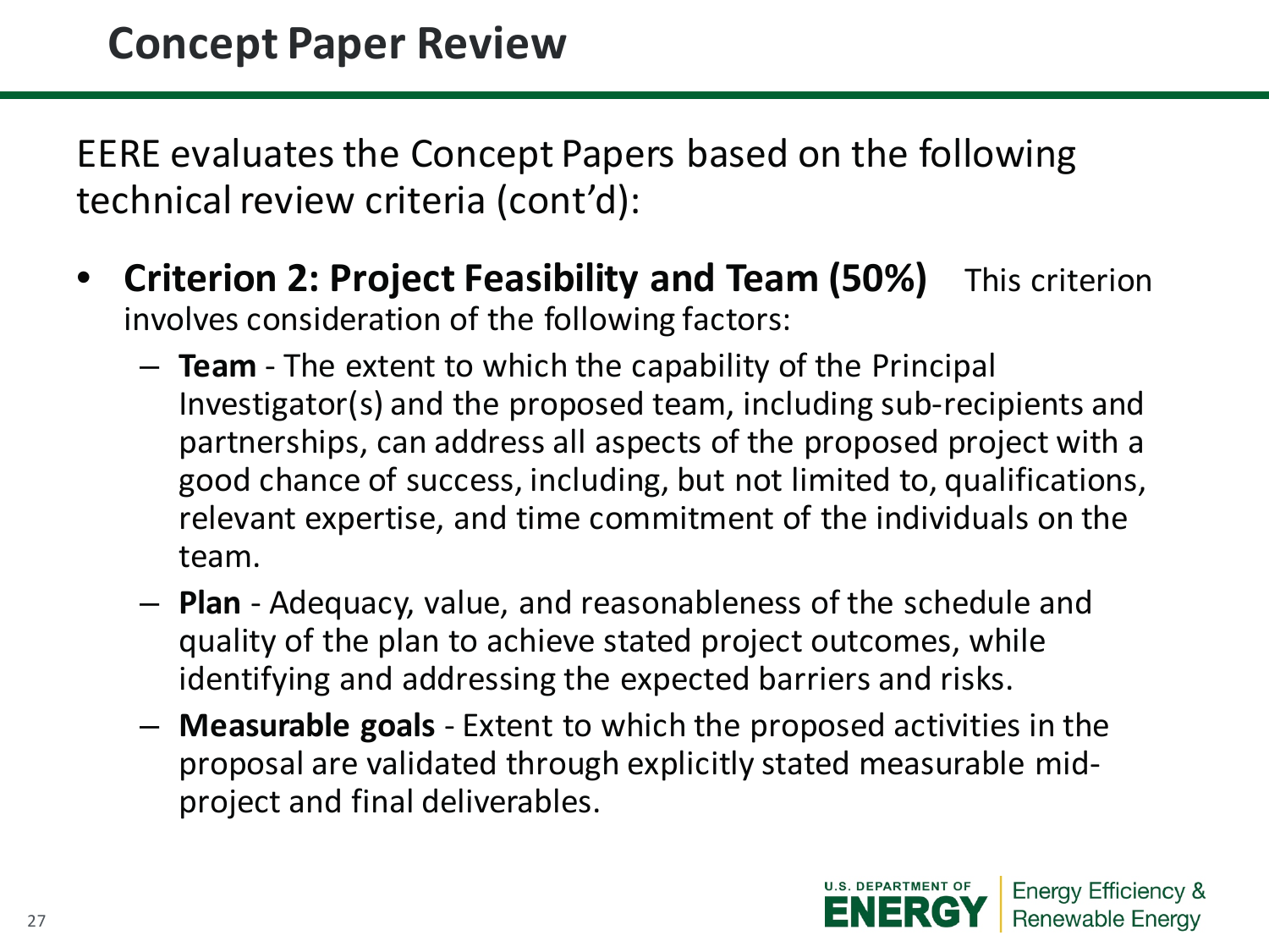# Concept Paper Review

EERE evaluates the Concept Papers based on the following technical review criteria (cont'd):

- **Criterion 2: Project Feasibility and Team (50%)** This criterion involves consideration of the following factors:
  - **Team** - The extent to which the capability of the Principal Investigator(s) and the proposed team, including sub-recipients and partnerships, can address all aspects of the proposed project with a good chance of success, including, but not limited to, qualifications, relevant expertise, and time commitment of the individuals on the team.
  - **Plan** - Adequacy, value, and reasonableness of the schedule and quality of the plan to achieve stated project outcomes, while identifying and addressing the expected barriers and risks.
  - **Measurable goals** - Extent to which the proposed activities in the proposal are validated through explicitly stated measurable mid-project and final deliverables.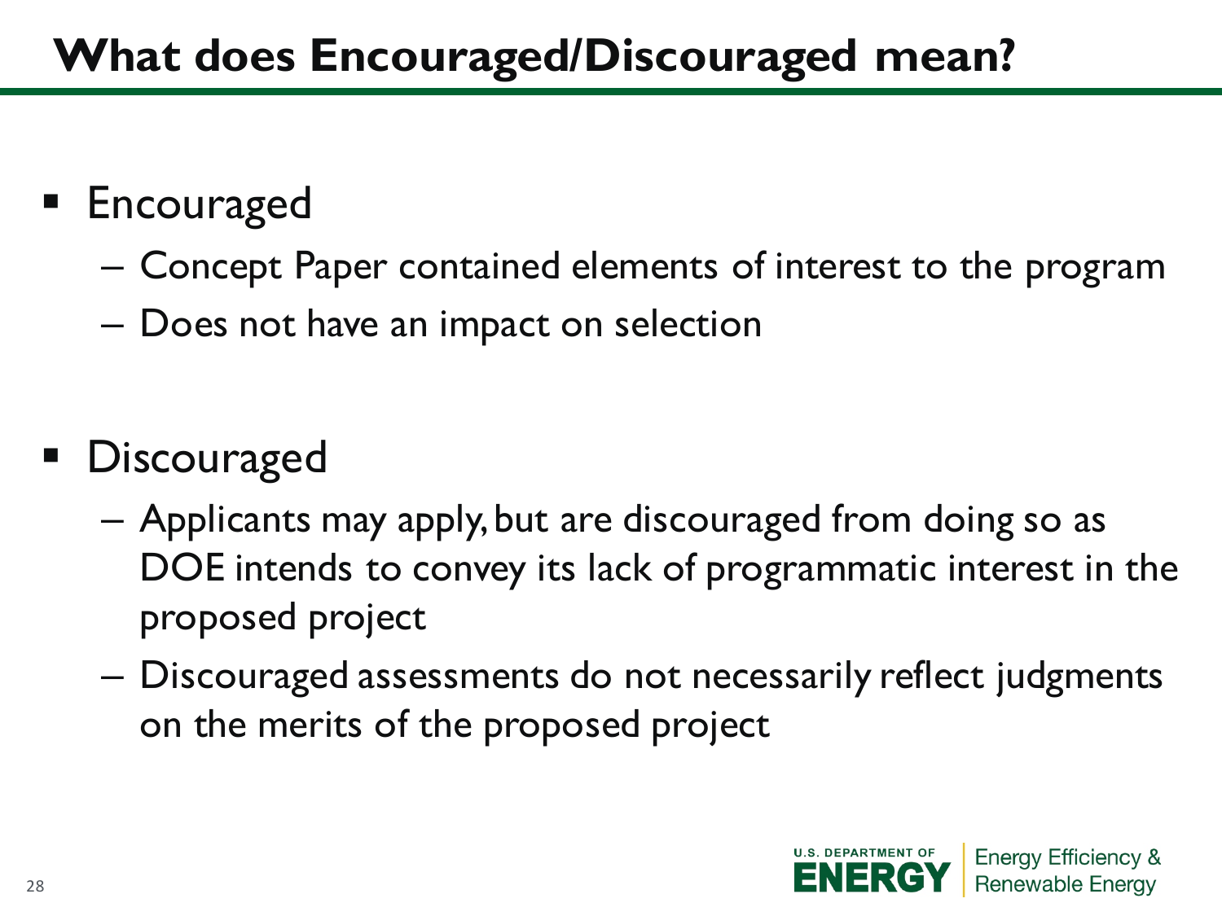# What does Encouraged/Discouraged mean?

- Encouraged
  - Concept Paper contained elements of interest to the program
  - Does not have an impact on selection

- Discouraged
  - Applicants may apply, but are discouraged from doing so as DOE intends to convey its lack of programmatic interest in the proposed project
  - Discouraged assessments do not necessarily reflect judgments on the merits of the proposed project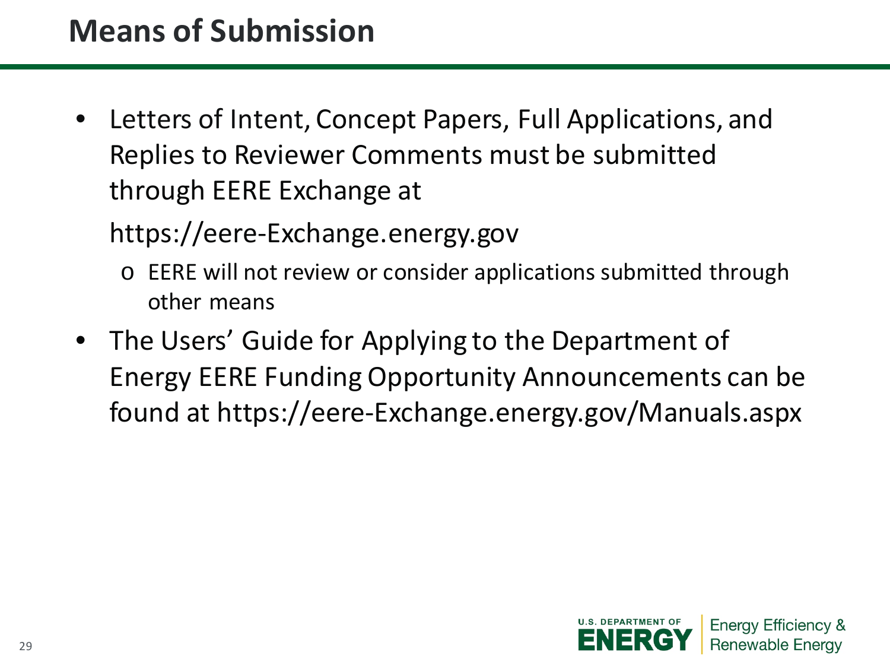# Means of Submission

- Letters of Intent, Concept Papers, Full Applications, and Replies to Reviewer Comments must be submitted through EERE Exchange at

  https://eere-Exchange.energy.gov

  - EERE will not review or consider applications submitted through other means

- The Users' Guide for Applying to the Department of Energy EERE Funding Opportunity Announcements can be found at https://eere-Exchange.energy.gov/Manuals.aspx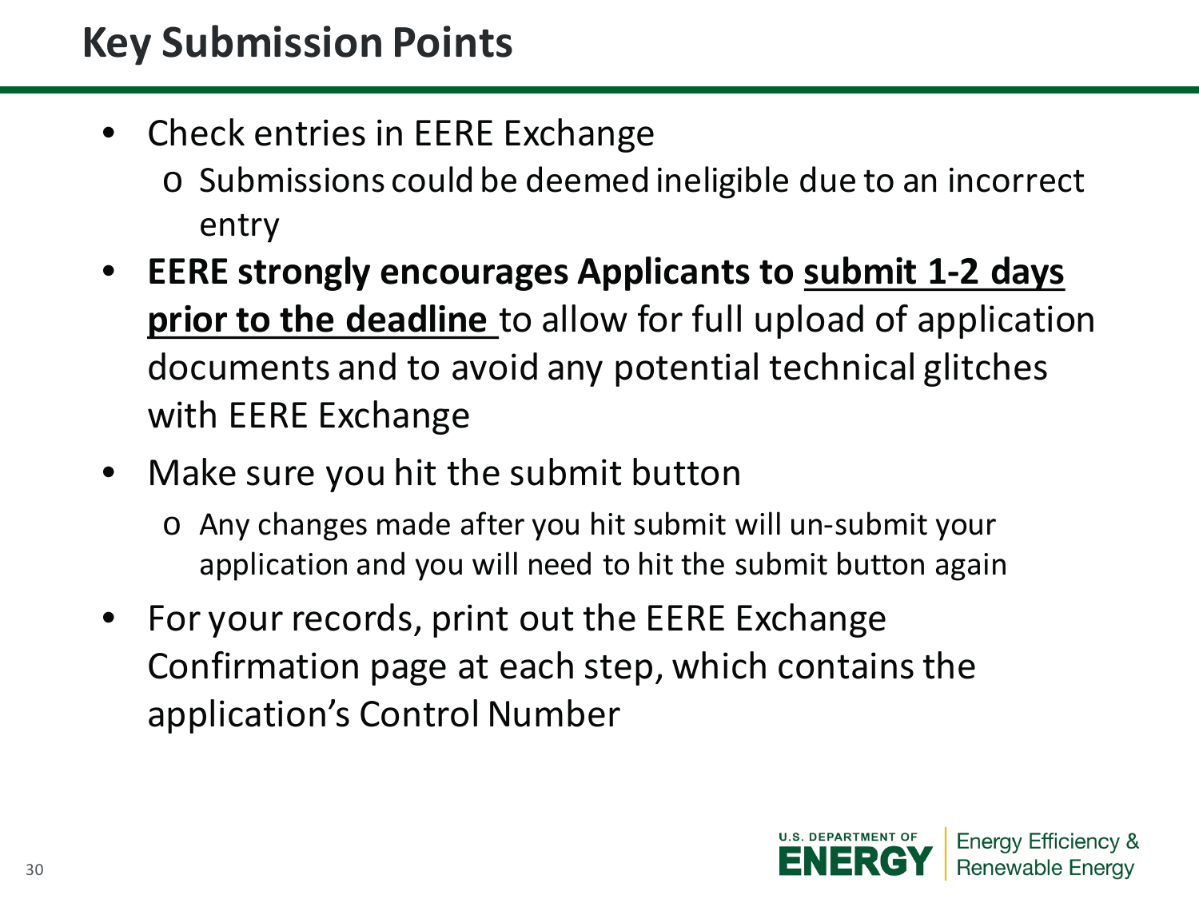## Key Submission Points

- Check entries in EERE Exchange
  - Submissions could be deemed ineligible due to an incorrect entry
- **EERE strongly encourages Applicants to <u>submit 1-2 days prior to the deadline</u>** to allow for full upload of application documents and to avoid any potential technical glitches with EERE Exchange
- Make sure you hit the submit button
  - Any changes made after you hit submit will un-submit your application and you will need to hit the submit button again
- For your records, print out the EERE Exchange Confirmation page at each step, which contains the application's Control Number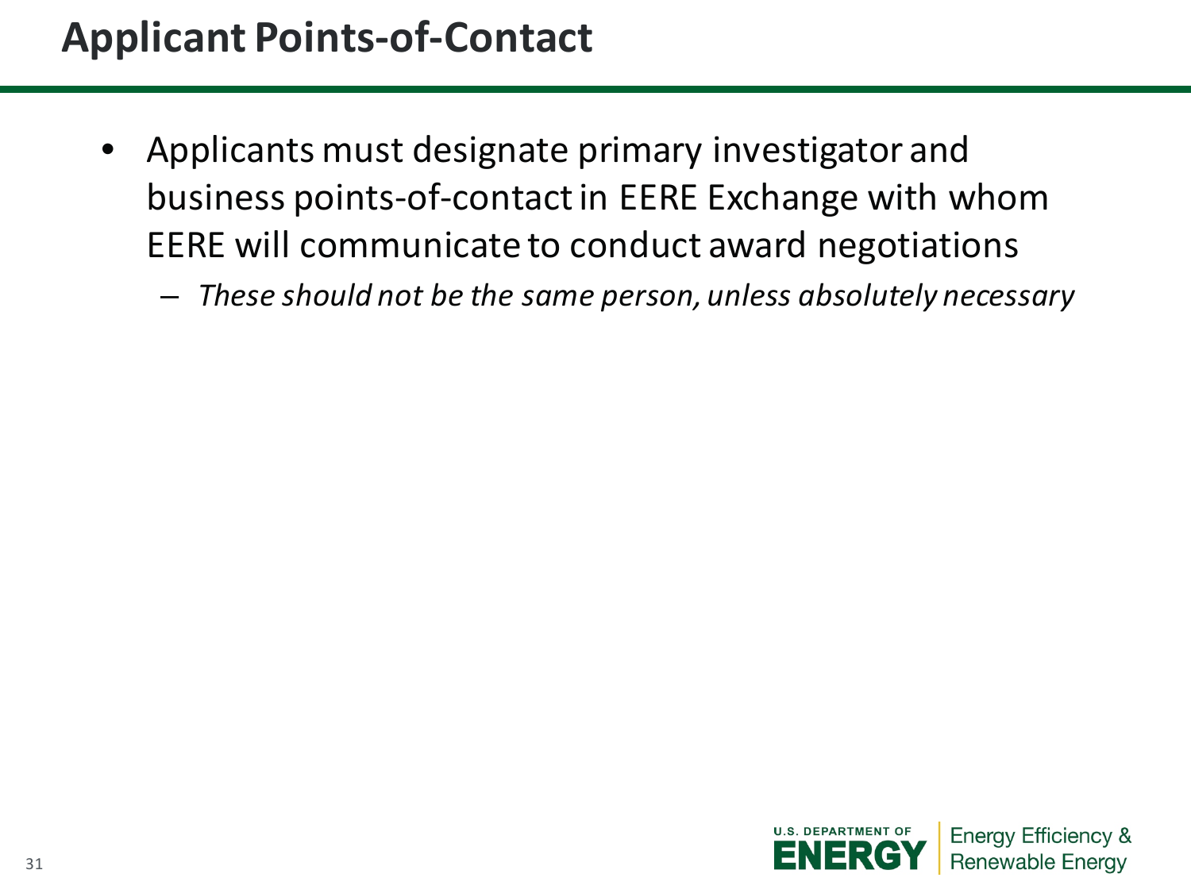# Applicant Points-of-Contact

- Applicants must designate primary investigator and business points-of-contact in EERE Exchange with whom EERE will communicate to conduct award negotiations
  - *These should not be the same person, unless absolutely necessary*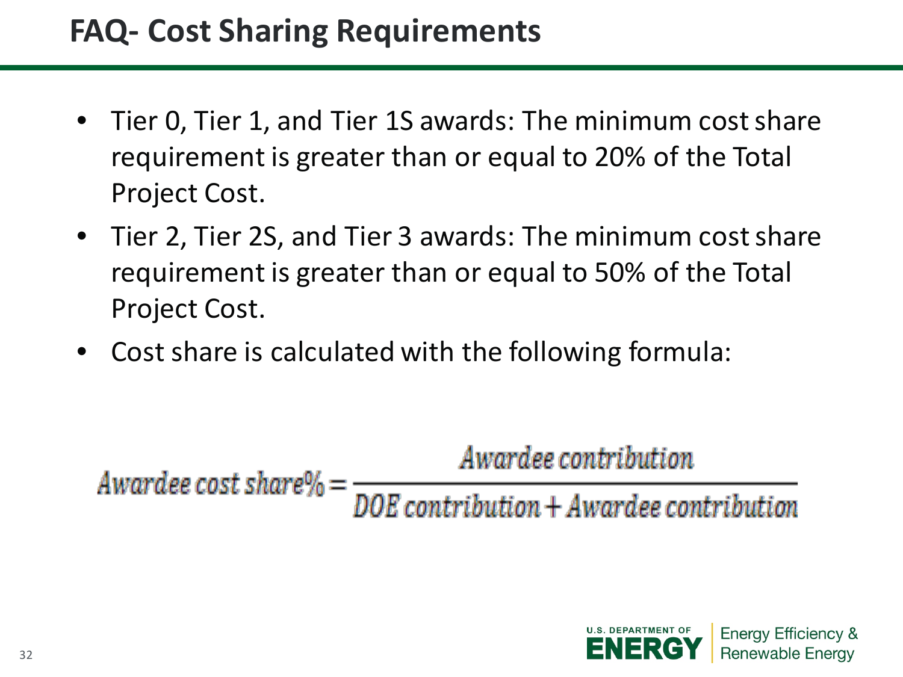# FAQ- Cost Sharing Requirements

- Tier 0, Tier 1, and Tier 1S awards: The minimum cost share requirement is greater than or equal to 20% of the Total Project Cost.
- Tier 2, Tier 2S, and Tier 3 awards: The minimum cost share requirement is greater than or equal to 50% of the Total Project Cost.
- Cost share is calculated with the following formula:

$$Awardee\ cost\ share\% = \frac{Awardee\ contribution}{DOE\ contribution + Awardee\ contribution}$$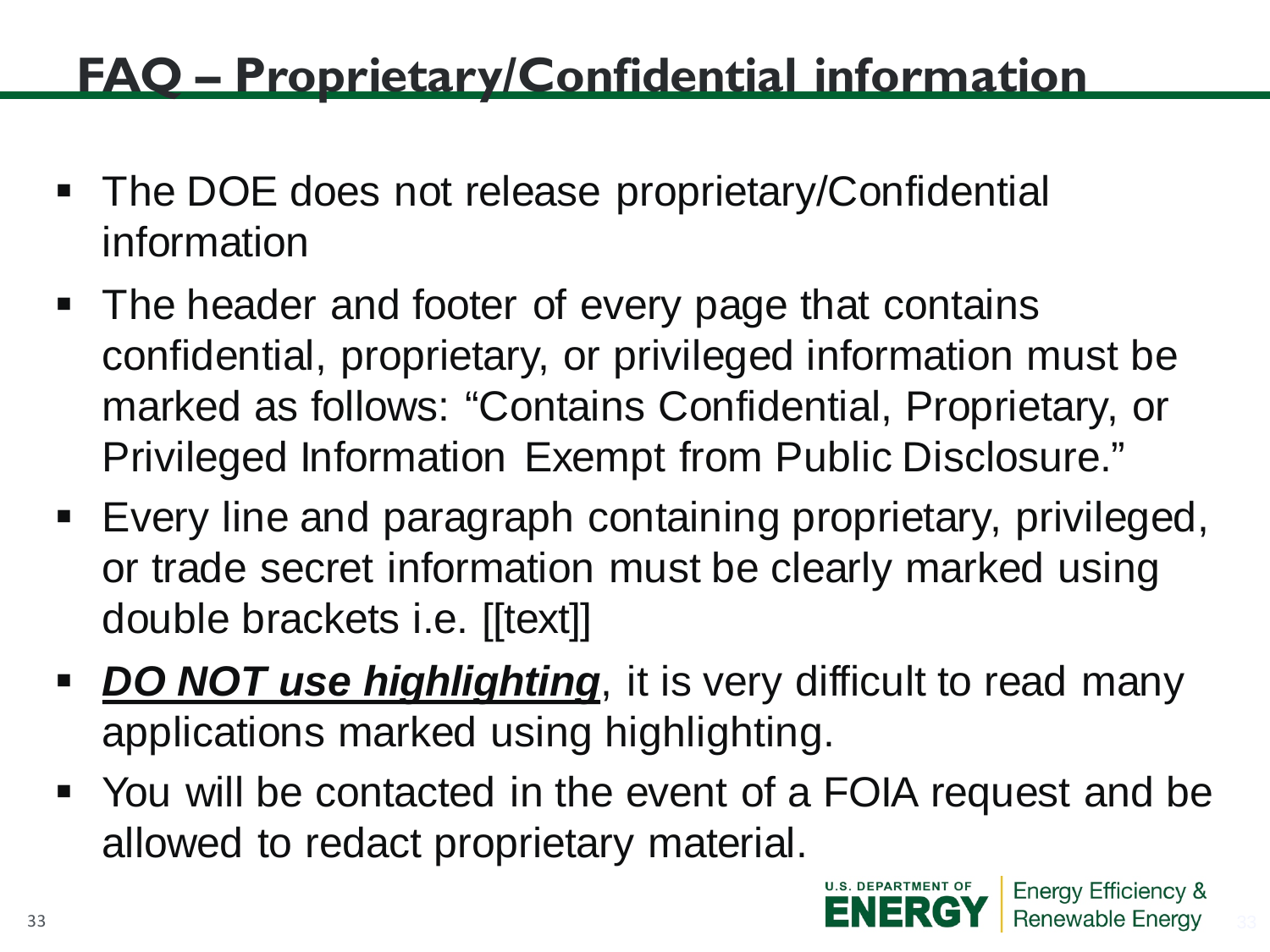# FAQ – Proprietary/Confidential information

- The DOE does not release proprietary/Confidential information
- The header and footer of every page that contains confidential, proprietary, or privileged information must be marked as follows: "Contains Confidential, Proprietary, or Privileged Information Exempt from Public Disclosure."
- Every line and paragraph containing proprietary, privileged, or trade secret information must be clearly marked using double brackets i.e. [[text]]
- ***DO NOT use highlighting***, it is very difficult to read many applications marked using highlighting.
- You will be contacted in the event of a FOIA request and be allowed to redact proprietary material.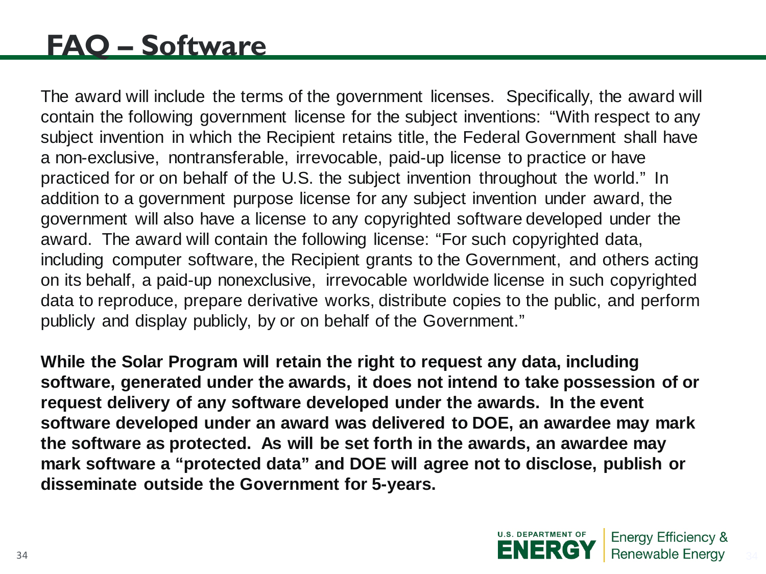# FAQ – Software

The award will include the terms of the government licenses. Specifically, the award will contain the following government license for the subject inventions: "With respect to any subject invention in which the Recipient retains title, the Federal Government shall have a non-exclusive, nontransferable, irrevocable, paid-up license to practice or have practiced for or on behalf of the U.S. the subject invention throughout the world." In addition to a government purpose license for any subject invention under award, the government will also have a license to any copyrighted software developed under the award. The award will contain the following license: "For such copyrighted data, including computer software, the Recipient grants to the Government, and others acting on its behalf, a paid-up nonexclusive, irrevocable worldwide license in such copyrighted data to reproduce, prepare derivative works, distribute copies to the public, and perform publicly and display publicly, by or on behalf of the Government."

**While the Solar Program will retain the right to request any data, including software, generated under the awards, it does not intend to take possession of or request delivery of any software developed under the awards. In the event software developed under an award was delivered to DOE, an awardee may mark the software as protected. As will be set forth in the awards, an awardee may mark software a "protected data" and DOE will agree not to disclose, publish or disseminate outside the Government for 5-years.**

U.S. DEPARTMENT OF ENERGY | Energy Efficiency & Renewable Energy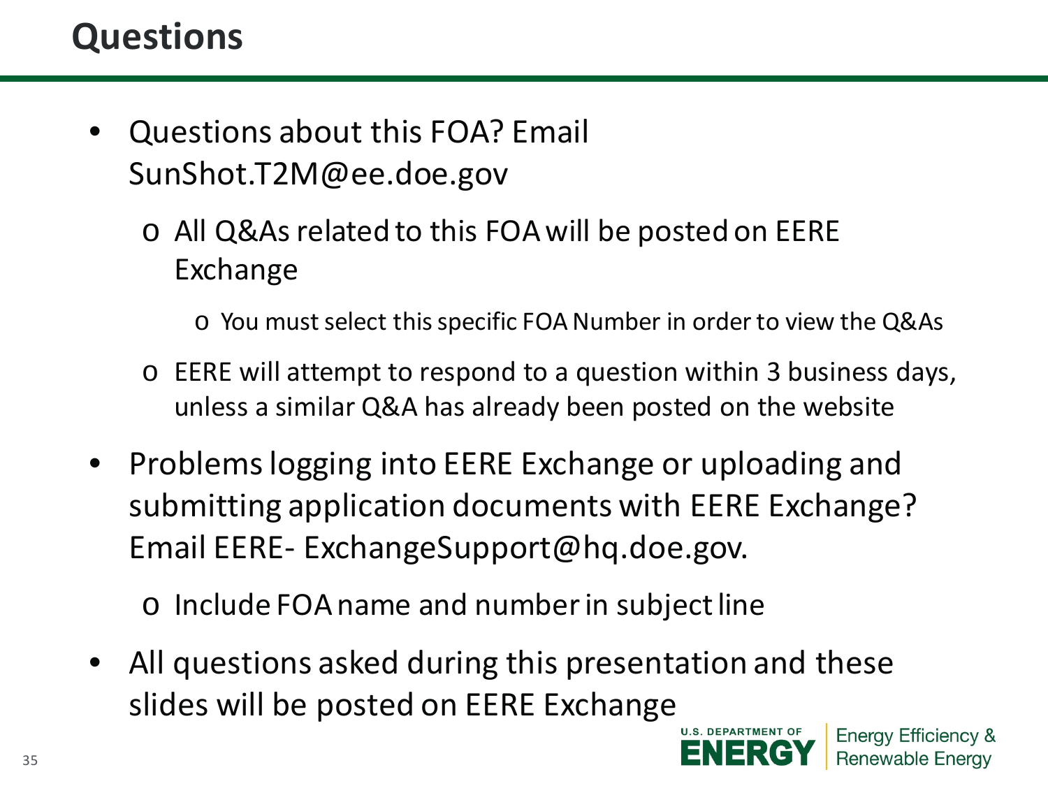# Questions

- Questions about this FOA? Email SunShot.T2M@ee.doe.gov
  - All Q&As related to this FOA will be posted on EERE Exchange
    - You must select this specific FOA Number in order to view the Q&As
  - EERE will attempt to respond to a question within 3 business days, unless a similar Q&A has already been posted on the website
- Problems logging into EERE Exchange or uploading and submitting application documents with EERE Exchange? Email EERE- ExchangeSupport@hq.doe.gov.
  - Include FOA name and number in subject line
- All questions asked during this presentation and these slides will be posted on EERE Exchange

U.S. DEPARTMENT OF ENERGY | Energy Efficiency & Renewable Energy